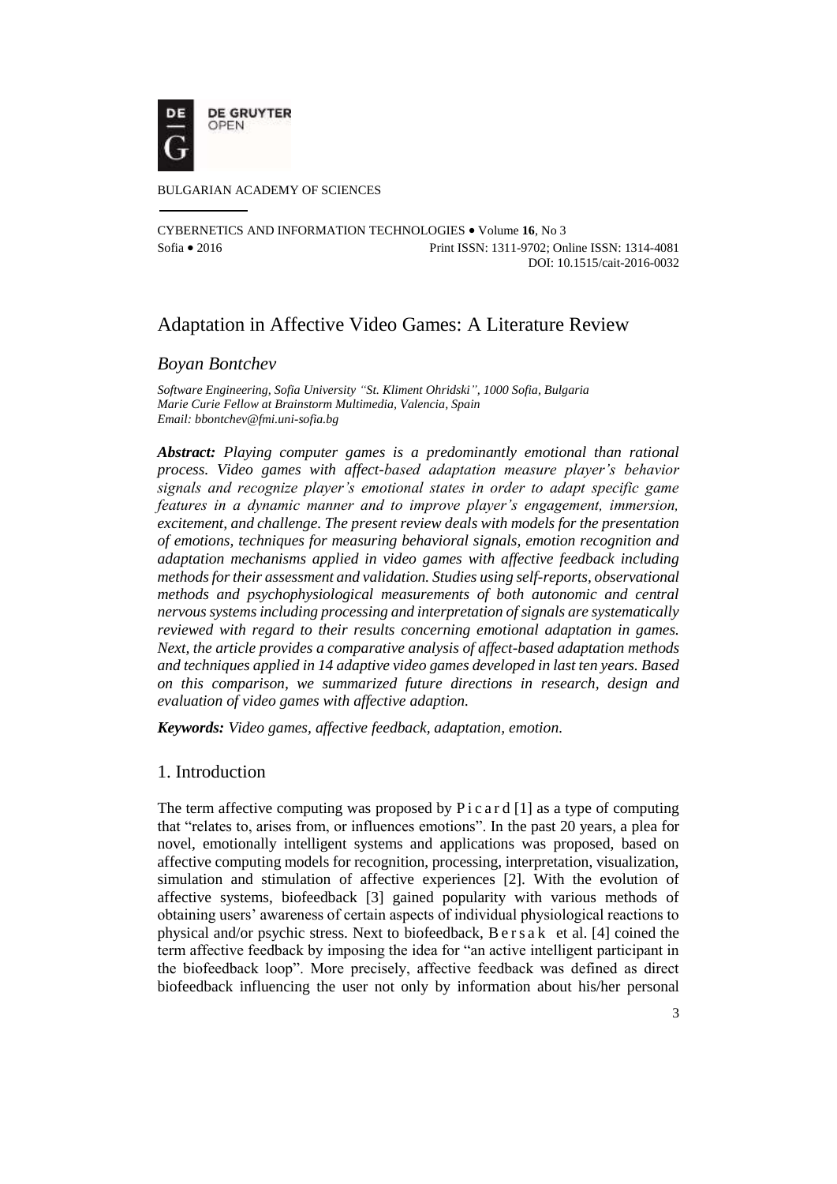DE GRUYTER OPEN

BULGARIAN ACADEMY OF SCIENCES

CYBERNETICS AND INFORMATION TECHNOLOGIES • Volume **16**, No 3
Sofia • 2016 Print ISSN: 1311-9702; Online ISSN: 1314-4081
DOI: 10.1515/cait-2016-0032

# Adaptation in Affective Video Games: A Literature Review

*Boyan Bontchev*

*Software Engineering, Sofia University "St. Kliment Ohridski", 1000 Sofia, Bulgaria*
*Marie Curie Fellow at Brainstorm Multimedia, Valencia, Spain*
*Email: bbontchev@fmi.uni-sofia.bg*

***Abstract:*** *Playing computer games is a predominantly emotional than rational process. Video games with affect-based adaptation measure player's behavior signals and recognize player's emotional states in order to adapt specific game features in a dynamic manner and to improve player's engagement, immersion, excitement, and challenge. The present review deals with models for the presentation of emotions, techniques for measuring behavioral signals, emotion recognition and adaptation mechanisms applied in video games with affective feedback including methods for their assessment and validation. Studies using self-reports, observational methods and psychophysiological measurements of both autonomic and central nervous systems including processing and interpretation of signals are systematically reviewed with regard to their results concerning emotional adaptation in games. Next, the article provides a comparative analysis of affect-based adaptation methods and techniques applied in 14 adaptive video games developed in last ten years. Based on this comparison, we summarized future directions in research, design and evaluation of video games with affective adaption.*

***Keywords:*** *Video games, affective feedback, adaptation, emotion.*

## 1. Introduction

The term affective computing was proposed by P i c a r d [1] as a type of computing that "relates to, arises from, or influences emotions". In the past 20 years, a plea for novel, emotionally intelligent systems and applications was proposed, based on affective computing models for recognition, processing, interpretation, visualization, simulation and stimulation of affective experiences [2]. With the evolution of affective systems, biofeedback [3] gained popularity with various methods of obtaining users' awareness of certain aspects of individual physiological reactions to physical and/or psychic stress. Next to biofeedback, B e r s a k et al. [4] coined the term affective feedback by imposing the idea for "an active intelligent participant in the biofeedback loop". More precisely, affective feedback was defined as direct biofeedback influencing the user not only by information about his/her personal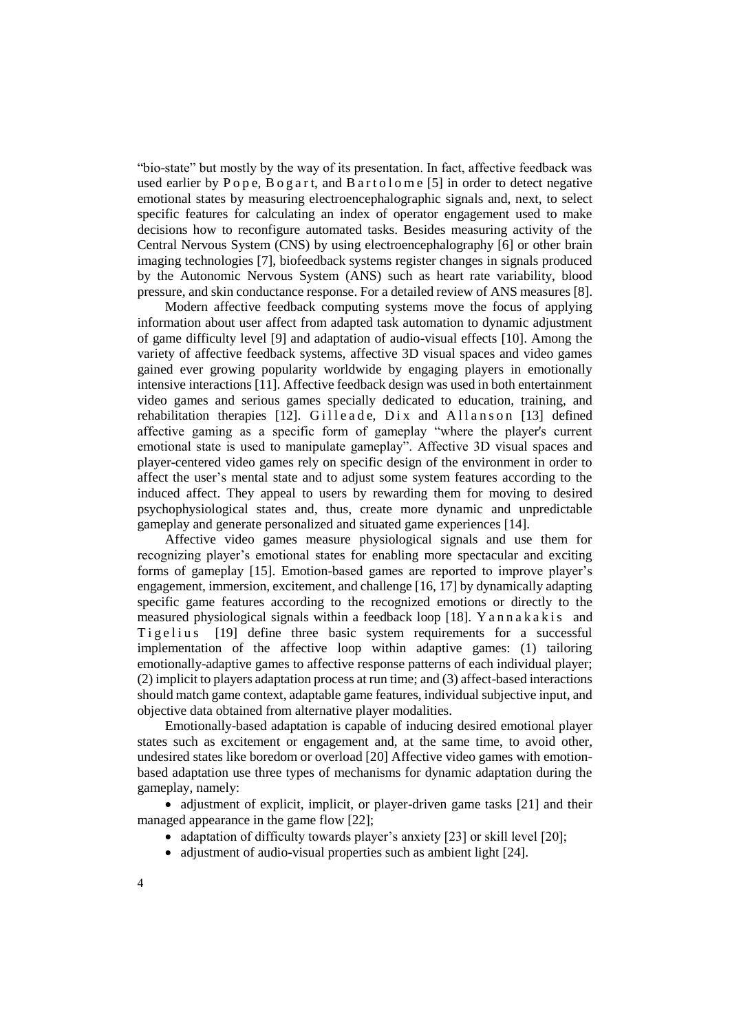"bio-state" but mostly by the way of its presentation. In fact, affective feedback was used earlier by Pope, Bogart, and Bartolome [5] in order to detect negative emotional states by measuring electroencephalographic signals and, next, to select specific features for calculating an index of operator engagement used to make decisions how to reconfigure automated tasks. Besides measuring activity of the Central Nervous System (CNS) by using electroencephalography [6] or other brain imaging technologies [7], biofeedback systems register changes in signals produced by the Autonomic Nervous System (ANS) such as heart rate variability, blood pressure, and skin conductance response. For a detailed review of ANS measures [8].

Modern affective feedback computing systems move the focus of applying information about user affect from adapted task automation to dynamic adjustment of game difficulty level [9] and adaptation of audio-visual effects [10]. Among the variety of affective feedback systems, affective 3D visual spaces and video games gained ever growing popularity worldwide by engaging players in emotionally intensive interactions [11]. Affective feedback design was used in both entertainment video games and serious games specially dedicated to education, training, and rehabilitation therapies [12]. Gilleade, Dix and Allanson [13] defined affective gaming as a specific form of gameplay "where the player's current emotional state is used to manipulate gameplay". Affective 3D visual spaces and player-centered video games rely on specific design of the environment in order to affect the user's mental state and to adjust some system features according to the induced affect. They appeal to users by rewarding them for moving to desired psychophysiological states and, thus, create more dynamic and unpredictable gameplay and generate personalized and situated game experiences [14].

Affective video games measure physiological signals and use them for recognizing player's emotional states for enabling more spectacular and exciting forms of gameplay [15]. Emotion-based games are reported to improve player's engagement, immersion, excitement, and challenge [16, 17] by dynamically adapting specific game features according to the recognized emotions or directly to the measured physiological signals within a feedback loop [18]. Yannakakis and Tigelius [19] define three basic system requirements for a successful implementation of the affective loop within adaptive games: (1) tailoring emotionally-adaptive games to affective response patterns of each individual player; (2) implicit to players adaptation process at run time; and (3) affect-based interactions should match game context, adaptable game features, individual subjective input, and objective data obtained from alternative player modalities.

Emotionally-based adaptation is capable of inducing desired emotional player states such as excitement or engagement and, at the same time, to avoid other, undesired states like boredom or overload [20] Affective video games with emotion-based adaptation use three types of mechanisms for dynamic adaptation during the gameplay, namely:

- adjustment of explicit, implicit, or player-driven game tasks [21] and their managed appearance in the game flow [22];
- adaptation of difficulty towards player's anxiety [23] or skill level [20];
- adjustment of audio-visual properties such as ambient light [24].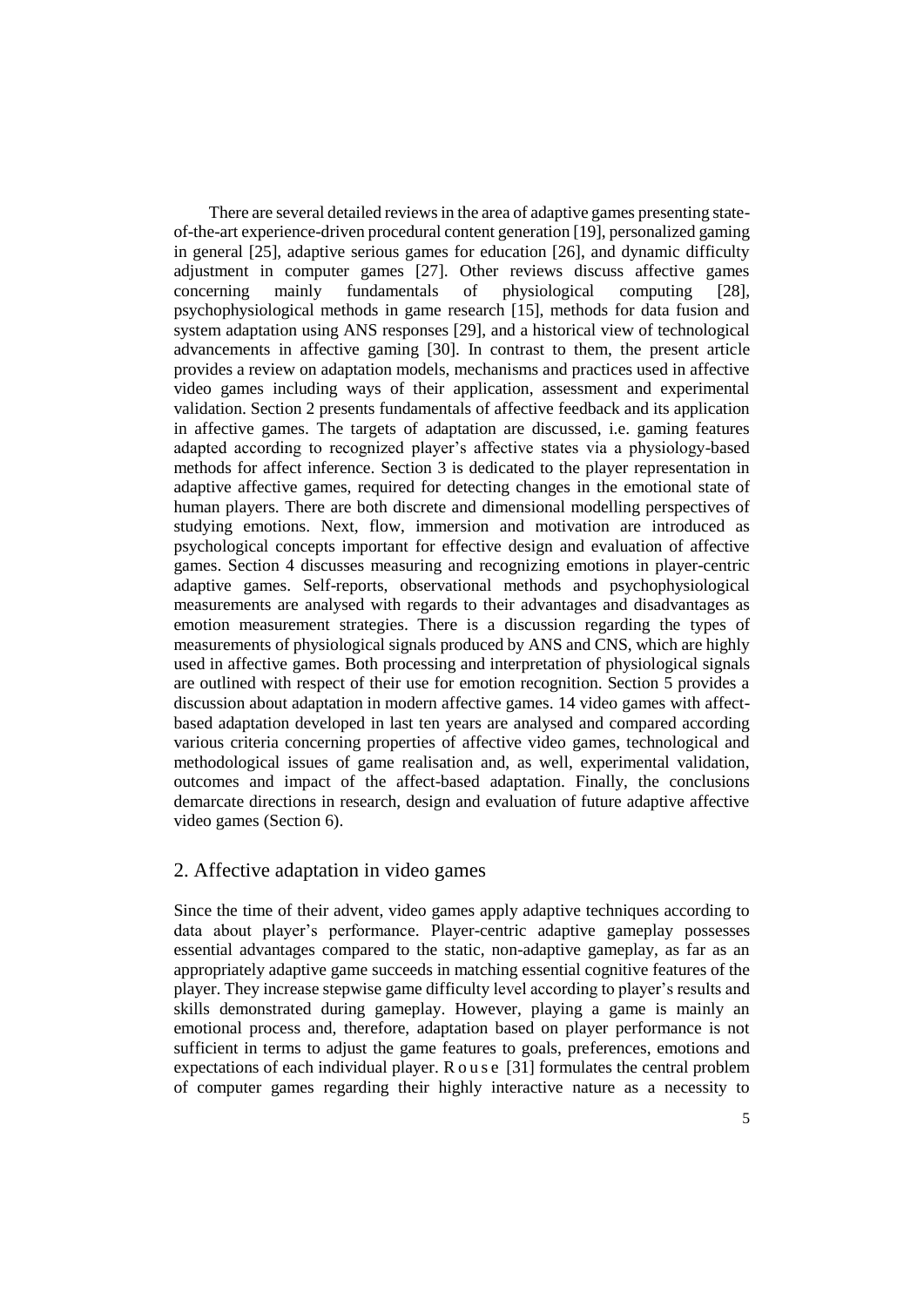There are several detailed reviews in the area of adaptive games presenting state-of-the-art experience-driven procedural content generation [19], personalized gaming in general [25], adaptive serious games for education [26], and dynamic difficulty adjustment in computer games [27]. Other reviews discuss affective games concerning mainly fundamentals of physiological computing [28], psychophysiological methods in game research [15], methods for data fusion and system adaptation using ANS responses [29], and a historical view of technological advancements in affective gaming [30]. In contrast to them, the present article provides a review on adaptation models, mechanisms and practices used in affective video games including ways of their application, assessment and experimental validation. Section 2 presents fundamentals of affective feedback and its application in affective games. The targets of adaptation are discussed, i.e. gaming features adapted according to recognized player's affective states via a physiology-based methods for affect inference. Section 3 is dedicated to the player representation in adaptive affective games, required for detecting changes in the emotional state of human players. There are both discrete and dimensional modelling perspectives of studying emotions. Next, flow, immersion and motivation are introduced as psychological concepts important for effective design and evaluation of affective games. Section 4 discusses measuring and recognizing emotions in player-centric adaptive games. Self-reports, observational methods and psychophysiological measurements are analysed with regards to their advantages and disadvantages as emotion measurement strategies. There is a discussion regarding the types of measurements of physiological signals produced by ANS and CNS, which are highly used in affective games. Both processing and interpretation of physiological signals are outlined with respect of their use for emotion recognition. Section 5 provides a discussion about adaptation in modern affective games. 14 video games with affect-based adaptation developed in last ten years are analysed and compared according various criteria concerning properties of affective video games, technological and methodological issues of game realisation and, as well, experimental validation, outcomes and impact of the affect-based adaptation. Finally, the conclusions demarcate directions in research, design and evaluation of future adaptive affective video games (Section 6).

## 2. Affective adaptation in video games

Since the time of their advent, video games apply adaptive techniques according to data about player's performance. Player-centric adaptive gameplay possesses essential advantages compared to the static, non-adaptive gameplay, as far as an appropriately adaptive game succeeds in matching essential cognitive features of the player. They increase stepwise game difficulty level according to player's results and skills demonstrated during gameplay. However, playing a game is mainly an emotional process and, therefore, adaptation based on player performance is not sufficient in terms to adjust the game features to goals, preferences, emotions and expectations of each individual player. Rouse [31] formulates the central problem of computer games regarding their highly interactive nature as a necessity to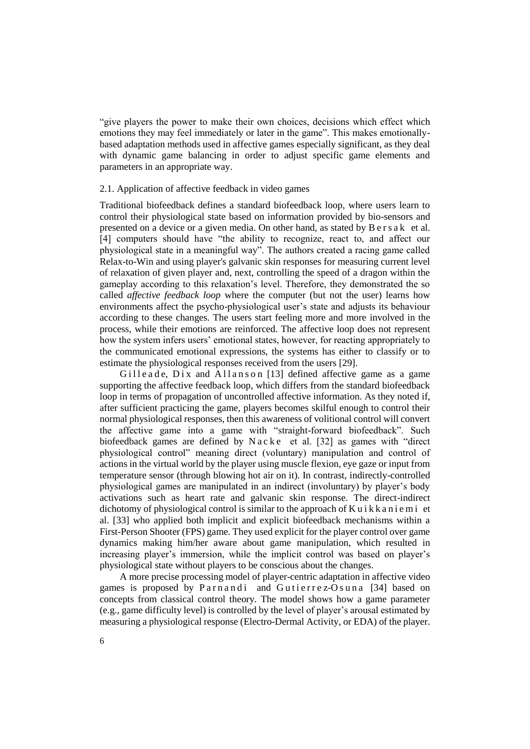"give players the power to make their own choices, decisions which effect which emotions they may feel immediately or later in the game". This makes emotionally-based adaptation methods used in affective games especially significant, as they deal with dynamic game balancing in order to adjust specific game elements and parameters in an appropriate way.

## 2.1. Application of affective feedback in video games

Traditional biofeedback defines a standard biofeedback loop, where users learn to control their physiological state based on information provided by bio-sensors and presented on a device or a given media. On other hand, as stated by Bersak et al. [4] computers should have "the ability to recognize, react to, and affect our physiological state in a meaningful way". The authors created a racing game called Relax-to-Win and using player's galvanic skin responses for measuring current level of relaxation of given player and, next, controlling the speed of a dragon within the gameplay according to this relaxation's level. Therefore, they demonstrated the so called *affective feedback loop* where the computer (but not the user) learns how environments affect the psycho-physiological user's state and adjusts its behaviour according to these changes. The users start feeling more and more involved in the process, while their emotions are reinforced. The affective loop does not represent how the system infers users' emotional states, however, for reacting appropriately to the communicated emotional expressions, the systems has either to classify or to estimate the physiological responses received from the users [29].

Gilleade, Dix and Allanson [13] defined affective game as a game supporting the affective feedback loop, which differs from the standard biofeedback loop in terms of propagation of uncontrolled affective information. As they noted if, after sufficient practicing the game, players becomes skilful enough to control their normal physiological responses, then this awareness of volitional control will convert the affective game into a game with "straight-forward biofeedback". Such biofeedback games are defined by Nacke et al. [32] as games with "direct physiological control" meaning direct (voluntary) manipulation and control of actions in the virtual world by the player using muscle flexion, eye gaze or input from temperature sensor (through blowing hot air on it). In contrast, indirectly-controlled physiological games are manipulated in an indirect (involuntary) by player's body activations such as heart rate and galvanic skin response. The direct-indirect dichotomy of physiological control is similar to the approach of Kuikkaniemi et al. [33] who applied both implicit and explicit biofeedback mechanisms within a First-Person Shooter (FPS) game. They used explicit for the player control over game dynamics making him/her aware about game manipulation, which resulted in increasing player's immersion, while the implicit control was based on player's physiological state without players to be conscious about the changes.

A more precise processing model of player-centric adaptation in affective video games is proposed by Parnandi and Gutierrez-Osuna [34] based on concepts from classical control theory. The model shows how a game parameter (e.g., game difficulty level) is controlled by the level of player's arousal estimated by measuring a physiological response (Electro-Dermal Activity, or EDA) of the player.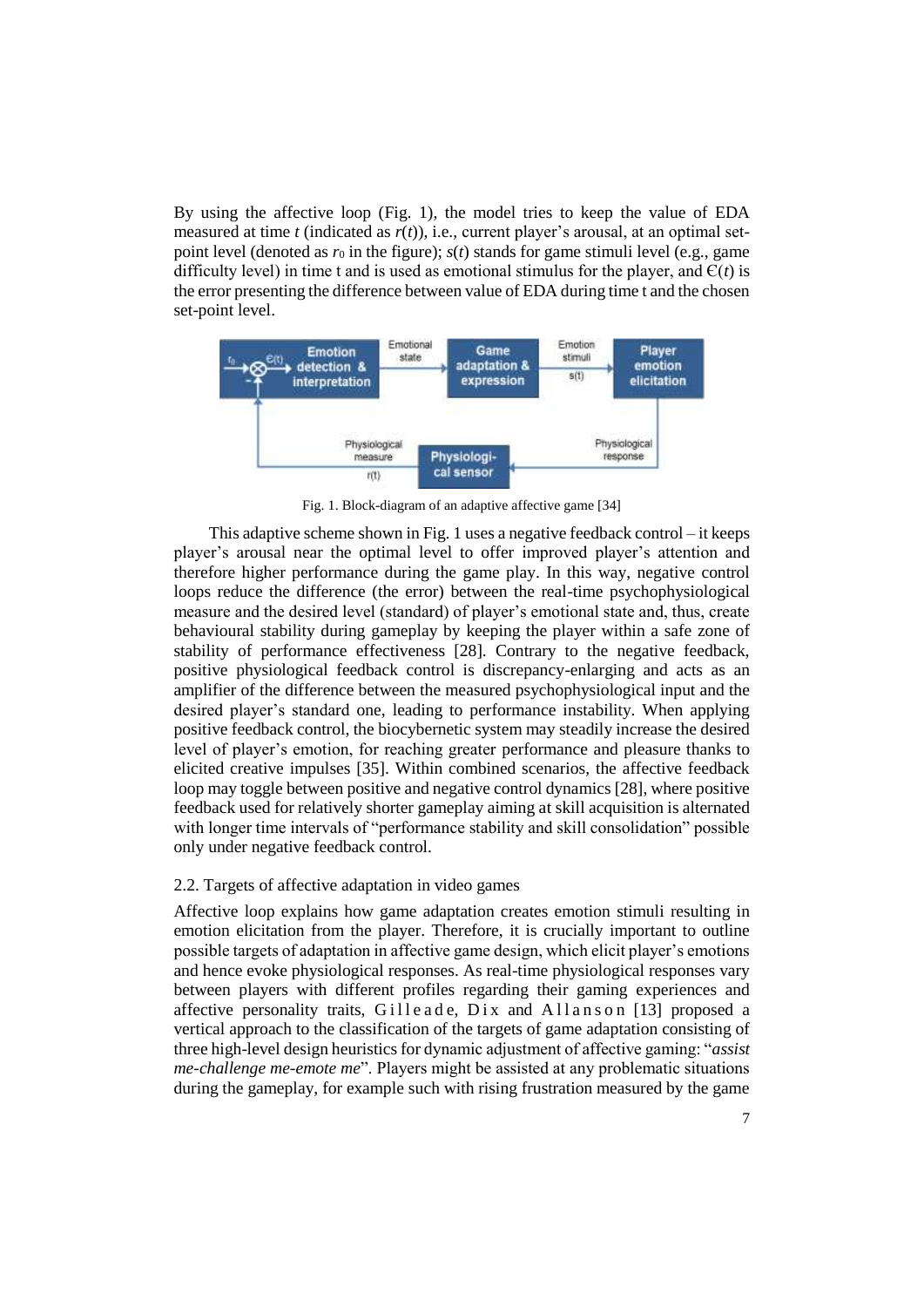By using the affective loop (Fig. 1), the model tries to keep the value of EDA measured at time $t$ (indicated as $r(t)$), i.e., current player's arousal, at an optimal set-point level (denoted as $r_0$ in the figure); $s(t)$ stands for game stimuli level (e.g., game difficulty level) in time t and is used as emotional stimulus for the player, and $\epsilon(t)$ is the error presenting the difference between value of EDA during time t and the chosen set-point level.

Fig. 1. Block-diagram of an adaptive affective game [34]

This adaptive scheme shown in Fig. 1 uses a negative feedback control – it keeps player's arousal near the optimal level to offer improved player's attention and therefore higher performance during the game play. In this way, negative control loops reduce the difference (the error) between the real-time psychophysiological measure and the desired level (standard) of player's emotional state and, thus, create behavioural stability during gameplay by keeping the player within a safe zone of stability of performance effectiveness [28]. Contrary to the negative feedback, positive physiological feedback control is discrepancy-enlarging and acts as an amplifier of the difference between the measured psychophysiological input and the desired player's standard one, leading to performance instability. When applying positive feedback control, the biocybernetic system may steadily increase the desired level of player's emotion, for reaching greater performance and pleasure thanks to elicited creative impulses [35]. Within combined scenarios, the affective feedback loop may toggle between positive and negative control dynamics [28], where positive feedback used for relatively shorter gameplay aiming at skill acquisition is alternated with longer time intervals of "performance stability and skill consolidation" possible only under negative feedback control.

## 2.2. Targets of affective adaptation in video games

Affective loop explains how game adaptation creates emotion stimuli resulting in emotion elicitation from the player. Therefore, it is crucially important to outline possible targets of adaptation in affective game design, which elicit player's emotions and hence evoke physiological responses. As real-time physiological responses vary between players with different profiles regarding their gaming experiences and affective personality traits, Gilleade, Dix and Allanson [13] proposed a vertical approach to the classification of the targets of game adaptation consisting of three high-level design heuristics for dynamic adjustment of affective gaming: "*assist me-challenge me-emote me*". Players might be assisted at any problematic situations during the gameplay, for example such with rising frustration measured by the game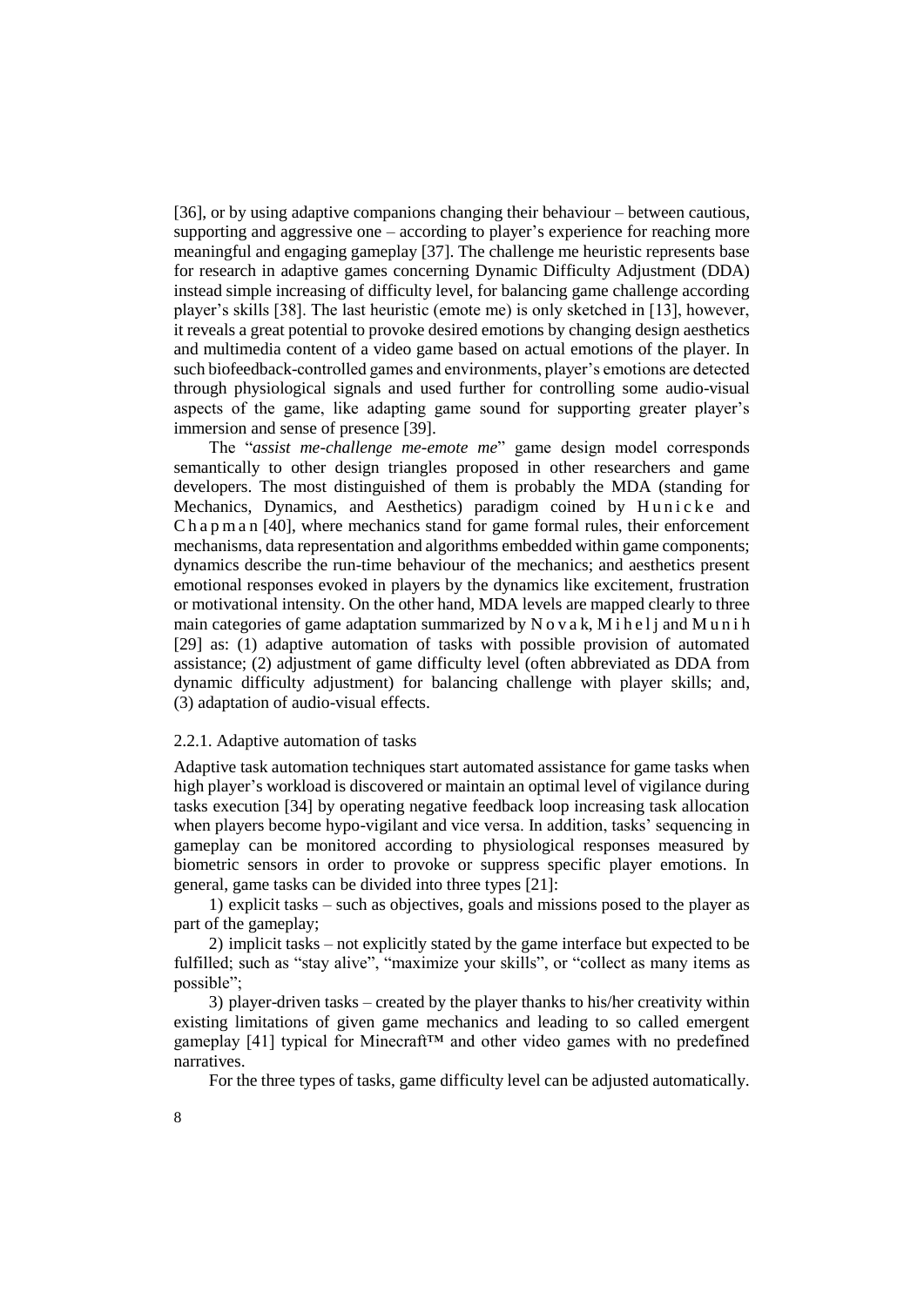[36], or by using adaptive companions changing their behaviour – between cautious, supporting and aggressive one – according to player's experience for reaching more meaningful and engaging gameplay [37]. The challenge me heuristic represents base for research in adaptive games concerning Dynamic Difficulty Adjustment (DDA) instead simple increasing of difficulty level, for balancing game challenge according player's skills [38]. The last heuristic (emote me) is only sketched in [13], however, it reveals a great potential to provoke desired emotions by changing design aesthetics and multimedia content of a video game based on actual emotions of the player. In such biofeedback-controlled games and environments, player's emotions are detected through physiological signals and used further for controlling some audio-visual aspects of the game, like adapting game sound for supporting greater player's immersion and sense of presence [39].

The "*assist me-challenge me-emote me*" game design model corresponds semantically to other design triangles proposed in other researchers and game developers. The most distinguished of them is probably the MDA (standing for Mechanics, Dynamics, and Aesthetics) paradigm coined by Hunicke and Chapman [40], where mechanics stand for game formal rules, their enforcement mechanisms, data representation and algorithms embedded within game components; dynamics describe the run-time behaviour of the mechanics; and aesthetics present emotional responses evoked in players by the dynamics like excitement, frustration or motivational intensity. On the other hand, MDA levels are mapped clearly to three main categories of game adaptation summarized by Novak, Mihelj and Munih [29] as: (1) adaptive automation of tasks with possible provision of automated assistance; (2) adjustment of game difficulty level (often abbreviated as DDA from dynamic difficulty adjustment) for balancing challenge with player skills; and, (3) adaptation of audio-visual effects.

### 2.2.1. Adaptive automation of tasks

Adaptive task automation techniques start automated assistance for game tasks when high player's workload is discovered or maintain an optimal level of vigilance during tasks execution [34] by operating negative feedback loop increasing task allocation when players become hypo-vigilant and vice versa. In addition, tasks' sequencing in gameplay can be monitored according to physiological responses measured by biometric sensors in order to provoke or suppress specific player emotions. In general, game tasks can be divided into three types [21]:

1) explicit tasks – such as objectives, goals and missions posed to the player as part of the gameplay;

2) implicit tasks – not explicitly stated by the game interface but expected to be fulfilled; such as "stay alive", "maximize your skills", or "collect as many items as possible";

3) player-driven tasks – created by the player thanks to his/her creativity within existing limitations of given game mechanics and leading to so called emergent gameplay [41] typical for Minecraft™ and other video games with no predefined narratives.

For the three types of tasks, game difficulty level can be adjusted automatically.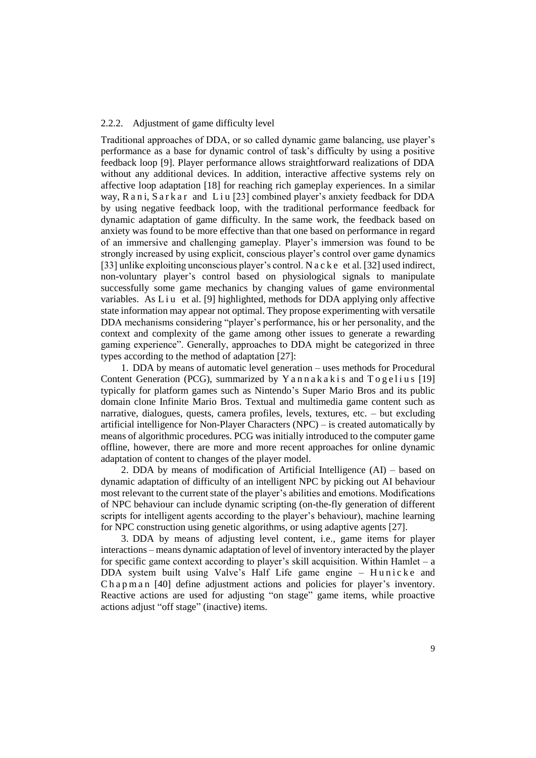### 2.2.2. Adjustment of game difficulty level

Traditional approaches of DDA, or so called dynamic game balancing, use player's performance as a base for dynamic control of task's difficulty by using a positive feedback loop [9]. Player performance allows straightforward realizations of DDA without any additional devices. In addition, interactive affective systems rely on affective loop adaptation [18] for reaching rich gameplay experiences. In a similar way, Rani, Sarkar and Liu [23] combined player's anxiety feedback for DDA by using negative feedback loop, with the traditional performance feedback for dynamic adaptation of game difficulty. In the same work, the feedback based on anxiety was found to be more effective than that one based on performance in regard of an immersive and challenging gameplay. Player's immersion was found to be strongly increased by using explicit, conscious player's control over game dynamics [33] unlike exploiting unconscious player's control. Nacke et al. [32] used indirect, non-voluntary player's control based on physiological signals to manipulate successfully some game mechanics by changing values of game environmental variables. As Liu et al. [9] highlighted, methods for DDA applying only affective state information may appear not optimal. They propose experimenting with versatile DDA mechanisms considering "player's performance, his or her personality, and the context and complexity of the game among other issues to generate a rewarding gaming experience". Generally, approaches to DDA might be categorized in three types according to the method of adaptation [27]:

1. DDA by means of automatic level generation – uses methods for Procedural Content Generation (PCG), summarized by Yannakakis and Togelius [19] typically for platform games such as Nintendo's Super Mario Bros and its public domain clone Infinite Mario Bros. Textual and multimedia game content such as narrative, dialogues, quests, camera profiles, levels, textures, etc. – but excluding artificial intelligence for Non-Player Characters (NPC) – is created automatically by means of algorithmic procedures. PCG was initially introduced to the computer game offline, however, there are more and more recent approaches for online dynamic adaptation of content to changes of the player model.

2. DDA by means of modification of Artificial Intelligence (AI) – based on dynamic adaptation of difficulty of an intelligent NPC by picking out AI behaviour most relevant to the current state of the player's abilities and emotions. Modifications of NPC behaviour can include dynamic scripting (on-the-fly generation of different scripts for intelligent agents according to the player's behaviour), machine learning for NPC construction using genetic algorithms, or using adaptive agents [27].

3. DDA by means of adjusting level content, i.e., game items for player interactions – means dynamic adaptation of level of inventory interacted by the player for specific game context according to player's skill acquisition. Within Hamlet – a DDA system built using Valve's Half Life game engine – Hunicke and Chapman [40] define adjustment actions and policies for player's inventory. Reactive actions are used for adjusting "on stage" game items, while proactive actions adjust "off stage" (inactive) items.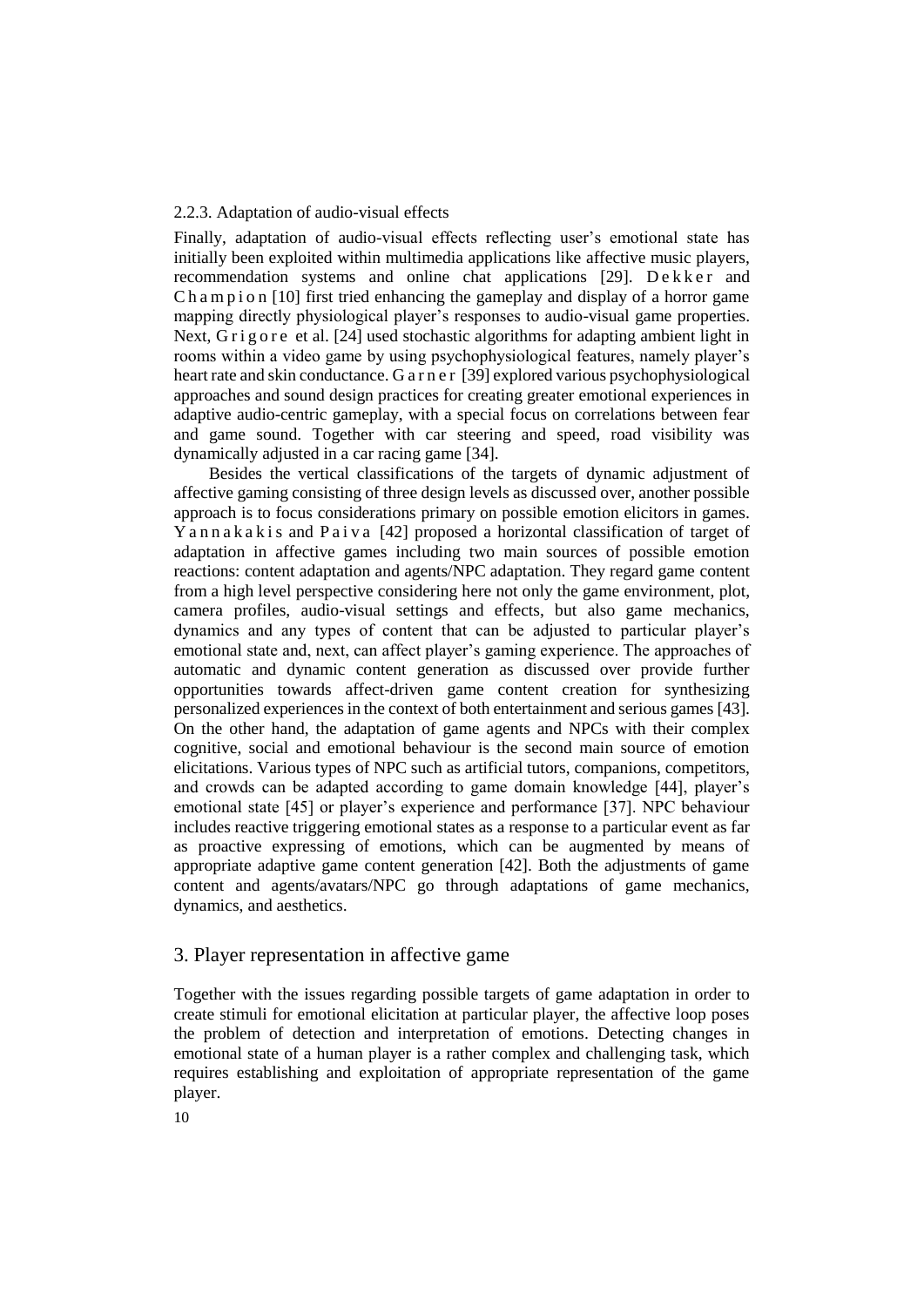#### 2.2.3. Adaptation of audio-visual effects

Finally, adaptation of audio-visual effects reflecting user's emotional state has initially been exploited within multimedia applications like affective music players, recommendation systems and online chat applications [29]. Dekker and Champion [10] first tried enhancing the gameplay and display of a horror game mapping directly physiological player's responses to audio-visual game properties. Next, Grigore et al. [24] used stochastic algorithms for adapting ambient light in rooms within a video game by using psychophysiological features, namely player's heart rate and skin conductance. Garner [39] explored various psychophysiological approaches and sound design practices for creating greater emotional experiences in adaptive audio-centric gameplay, with a special focus on correlations between fear and game sound. Together with car steering and speed, road visibility was dynamically adjusted in a car racing game [34].

Besides the vertical classifications of the targets of dynamic adjustment of affective gaming consisting of three design levels as discussed over, another possible approach is to focus considerations primary on possible emotion elicitors in games. Yannakakis and Paiva [42] proposed a horizontal classification of target of adaptation in affective games including two main sources of possible emotion reactions: content adaptation and agents/NPC adaptation. They regard game content from a high level perspective considering here not only the game environment, plot, camera profiles, audio-visual settings and effects, but also game mechanics, dynamics and any types of content that can be adjusted to particular player's emotional state and, next, can affect player's gaming experience. The approaches of automatic and dynamic content generation as discussed over provide further opportunities towards affect-driven game content creation for synthesizing personalized experiences in the context of both entertainment and serious games [43]. On the other hand, the adaptation of game agents and NPCs with their complex cognitive, social and emotional behaviour is the second main source of emotion elicitations. Various types of NPC such as artificial tutors, companions, competitors, and crowds can be adapted according to game domain knowledge [44], player's emotional state [45] or player's experience and performance [37]. NPC behaviour includes reactive triggering emotional states as a response to a particular event as far as proactive expressing of emotions, which can be augmented by means of appropriate adaptive game content generation [42]. Both the adjustments of game content and agents/avatars/NPC go through adaptations of game mechanics, dynamics, and aesthetics.

## 3. Player representation in affective game

Together with the issues regarding possible targets of game adaptation in order to create stimuli for emotional elicitation at particular player, the affective loop poses the problem of detection and interpretation of emotions. Detecting changes in emotional state of a human player is a rather complex and challenging task, which requires establishing and exploitation of appropriate representation of the game player.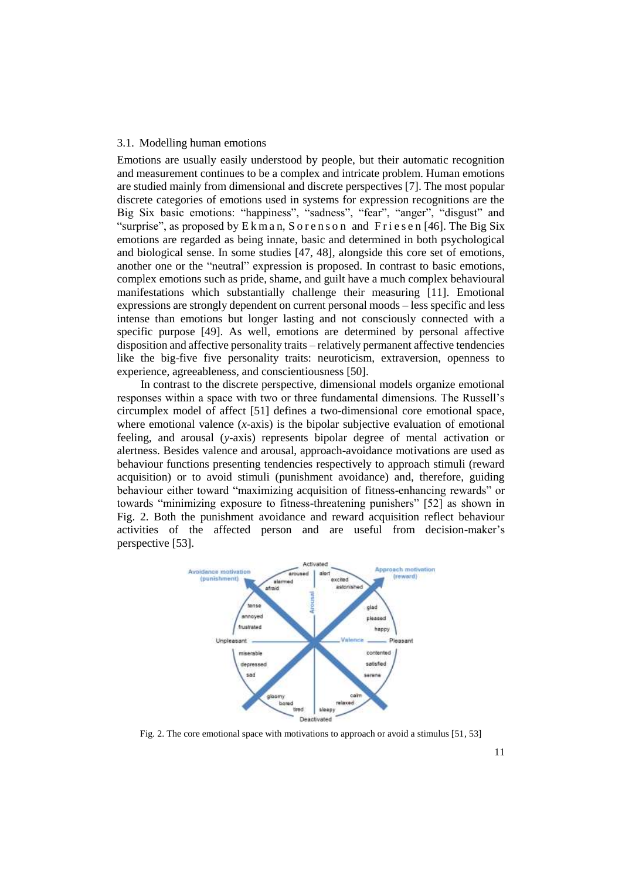### 3.1. Modelling human emotions

Emotions are usually easily understood by people, but their automatic recognition and measurement continues to be a complex and intricate problem. Human emotions are studied mainly from dimensional and discrete perspectives [7]. The most popular discrete categories of emotions used in systems for expression recognitions are the Big Six basic emotions: "happiness", "sadness", "fear", "anger", "disgust" and "surprise", as proposed by Ekman, Sorenson and Friesen [46]. The Big Six emotions are regarded as being innate, basic and determined in both psychological and biological sense. In some studies [47, 48], alongside this core set of emotions, another one or the "neutral" expression is proposed. In contrast to basic emotions, complex emotions such as pride, shame, and guilt have a much complex behavioural manifestations which substantially challenge their measuring [11]. Emotional expressions are strongly dependent on current personal moods – less specific and less intense than emotions but longer lasting and not consciously connected with a specific purpose [49]. As well, emotions are determined by personal affective disposition and affective personality traits – relatively permanent affective tendencies like the big-five five personality traits: neuroticism, extraversion, openness to experience, agreeableness, and conscientiousness [50].

In contrast to the discrete perspective, dimensional models organize emotional responses within a space with two or three fundamental dimensions. The Russell's circumplex model of affect [51] defines a two-dimensional core emotional space, where emotional valence ($x$-axis) is the bipolar subjective evaluation of emotional feeling, and arousal ($y$-axis) represents bipolar degree of mental activation or alertness. Besides valence and arousal, approach-avoidance motivations are used as behaviour functions presenting tendencies respectively to approach stimuli (reward acquisition) or to avoid stimuli (punishment avoidance) and, therefore, guiding behaviour either toward "maximizing acquisition of fitness-enhancing rewards" or towards "minimizing exposure to fitness-threatening punishers" [52] as shown in Fig. 2. Both the punishment avoidance and reward acquisition reflect behaviour activities of the affected person and are useful from decision-maker's perspective [53].

Fig. 2. The core emotional space with motivations to approach or avoid a stimulus [51, 53]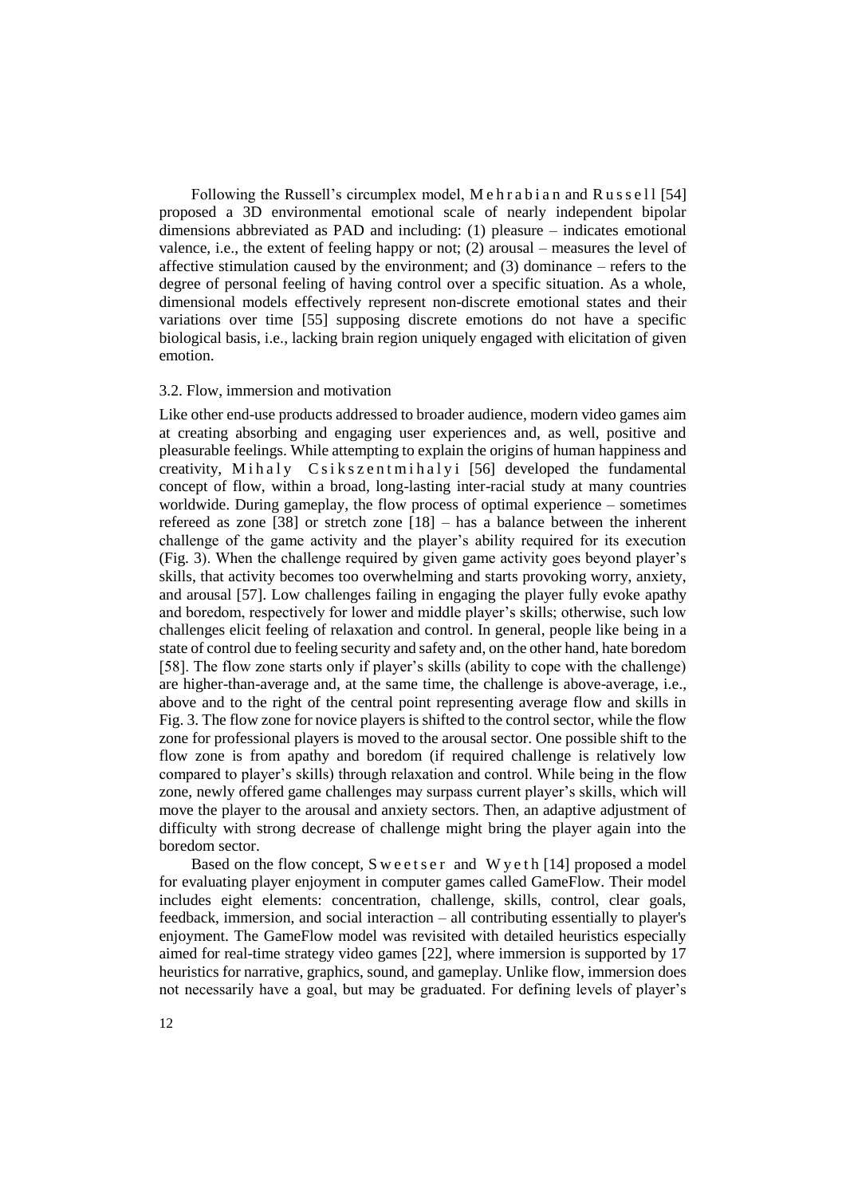Following the Russell's circumplex model, Mehrabian and Russell [54] proposed a 3D environmental emotional scale of nearly independent bipolar dimensions abbreviated as PAD and including: (1) pleasure – indicates emotional valence, i.e., the extent of feeling happy or not; (2) arousal – measures the level of affective stimulation caused by the environment; and (3) dominance – refers to the degree of personal feeling of having control over a specific situation. As a whole, dimensional models effectively represent non-discrete emotional states and their variations over time [55] supposing discrete emotions do not have a specific biological basis, i.e., lacking brain region uniquely engaged with elicitation of given emotion.

### 3.2. Flow, immersion and motivation

Like other end-use products addressed to broader audience, modern video games aim at creating absorbing and engaging user experiences and, as well, positive and pleasurable feelings. While attempting to explain the origins of human happiness and creativity, Mihaly Csikszentmihalyi [56] developed the fundamental concept of flow, within a broad, long-lasting inter-racial study at many countries worldwide. During gameplay, the flow process of optimal experience – sometimes refereed as zone [38] or stretch zone [18] – has a balance between the inherent challenge of the game activity and the player's ability required for its execution (Fig. 3). When the challenge required by given game activity goes beyond player's skills, that activity becomes too overwhelming and starts provoking worry, anxiety, and arousal [57]. Low challenges failing in engaging the player fully evoke apathy and boredom, respectively for lower and middle player's skills; otherwise, such low challenges elicit feeling of relaxation and control. In general, people like being in a state of control due to feeling security and safety and, on the other hand, hate boredom [58]. The flow zone starts only if player's skills (ability to cope with the challenge) are higher-than-average and, at the same time, the challenge is above-average, i.e., above and to the right of the central point representing average flow and skills in Fig. 3. The flow zone for novice players is shifted to the control sector, while the flow zone for professional players is moved to the arousal sector. One possible shift to the flow zone is from apathy and boredom (if required challenge is relatively low compared to player's skills) through relaxation and control. While being in the flow zone, newly offered game challenges may surpass current player's skills, which will move the player to the arousal and anxiety sectors. Then, an adaptive adjustment of difficulty with strong decrease of challenge might bring the player again into the boredom sector.

Based on the flow concept, Sweetser and Wyeth [14] proposed a model for evaluating player enjoyment in computer games called GameFlow. Their model includes eight elements: concentration, challenge, skills, control, clear goals, feedback, immersion, and social interaction – all contributing essentially to player's enjoyment. The GameFlow model was revisited with detailed heuristics especially aimed for real-time strategy video games [22], where immersion is supported by 17 heuristics for narrative, graphics, sound, and gameplay. Unlike flow, immersion does not necessarily have a goal, but may be graduated. For defining levels of player's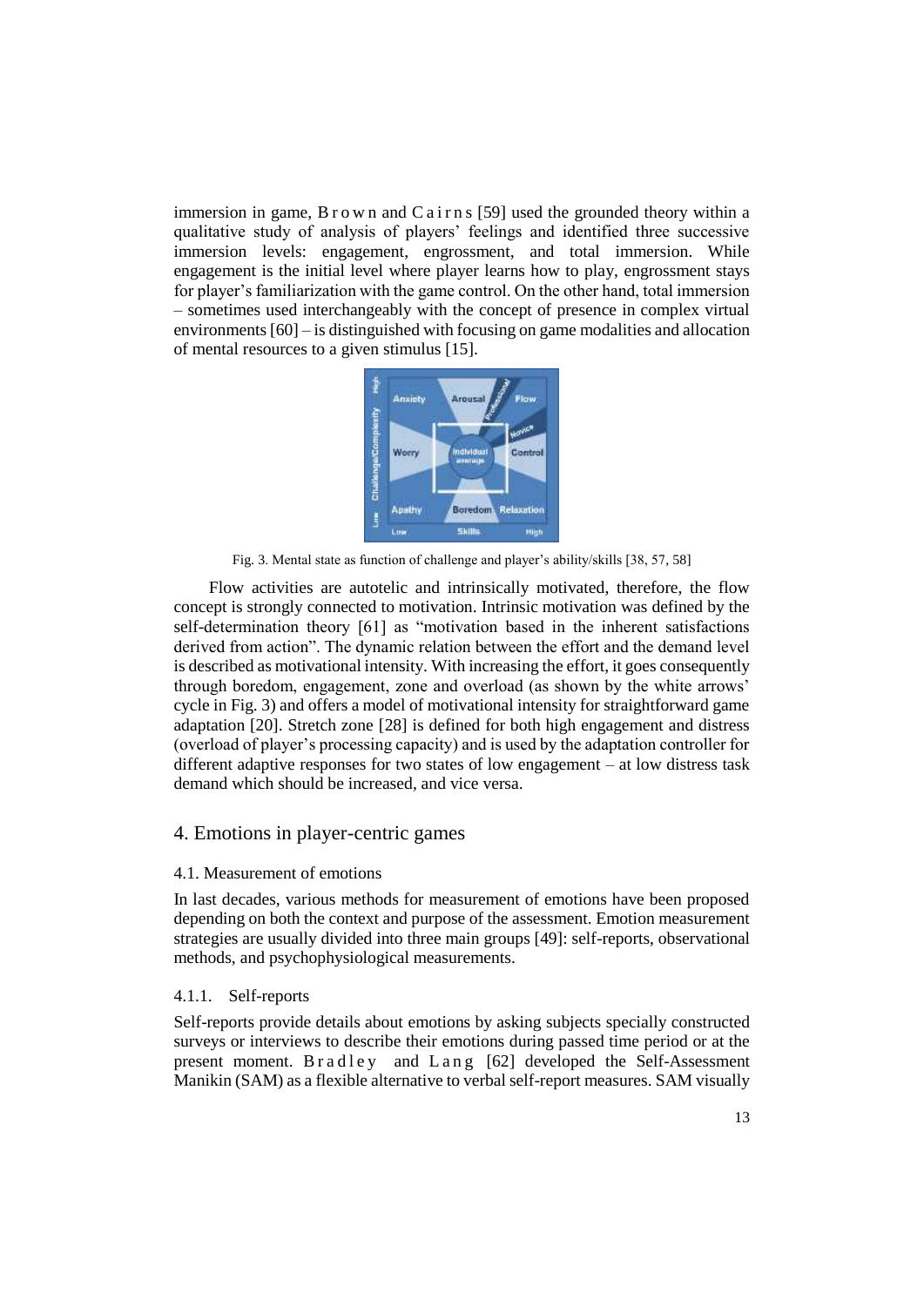immersion in game, Brown and Cairns [59] used the grounded theory within a qualitative study of analysis of players' feelings and identified three successive immersion levels: engagement, engrossment, and total immersion. While engagement is the initial level where player learns how to play, engrossment stays for player's familiarization with the game control. On the other hand, total immersion – sometimes used interchangeably with the concept of presence in complex virtual environments [60] – is distinguished with focusing on game modalities and allocation of mental resources to a given stimulus [15].

Fig. 3. Mental state as function of challenge and player's ability/skills [38, 57, 58]

Flow activities are autotelic and intrinsically motivated, therefore, the flow concept is strongly connected to motivation. Intrinsic motivation was defined by the self-determination theory [61] as "motivation based in the inherent satisfactions derived from action". The dynamic relation between the effort and the demand level is described as motivational intensity. With increasing the effort, it goes consequently through boredom, engagement, zone and overload (as shown by the white arrows' cycle in Fig. 3) and offers a model of motivational intensity for straightforward game adaptation [20]. Stretch zone [28] is defined for both high engagement and distress (overload of player's processing capacity) and is used by the adaptation controller for different adaptive responses for two states of low engagement – at low distress task demand which should be increased, and vice versa.

## 4. Emotions in player-centric games

### 4.1. Measurement of emotions

In last decades, various methods for measurement of emotions have been proposed depending on both the context and purpose of the assessment. Emotion measurement strategies are usually divided into three main groups [49]: self-reports, observational methods, and psychophysiological measurements.

#### 4.1.1. Self-reports

Self-reports provide details about emotions by asking subjects specially constructed surveys or interviews to describe their emotions during passed time period or at the present moment. Bradley and Lang [62] developed the Self-Assessment Manikin (SAM) as a flexible alternative to verbal self-report measures. SAM visually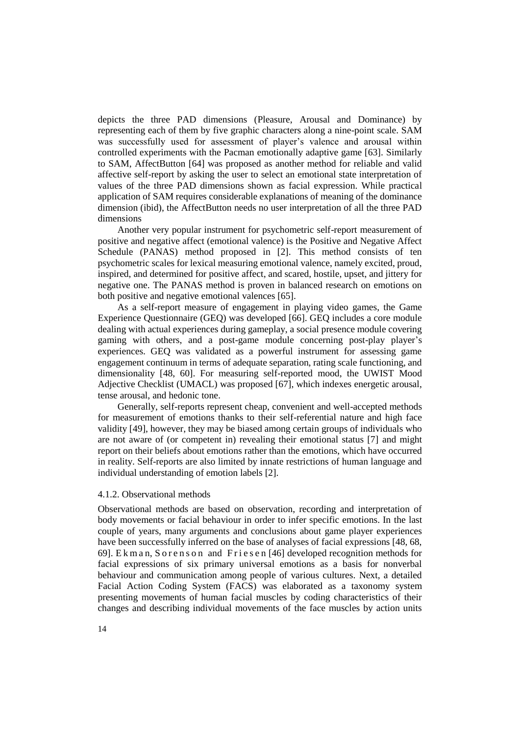depicts the three PAD dimensions (Pleasure, Arousal and Dominance) by representing each of them by five graphic characters along a nine-point scale. SAM was successfully used for assessment of player's valence and arousal within controlled experiments with the Pacman emotionally adaptive game [63]. Similarly to SAM, AffectButton [64] was proposed as another method for reliable and valid affective self-report by asking the user to select an emotional state interpretation of values of the three PAD dimensions shown as facial expression. While practical application of SAM requires considerable explanations of meaning of the dominance dimension (ibid), the AffectButton needs no user interpretation of all the three PAD dimensions

Another very popular instrument for psychometric self-report measurement of positive and negative affect (emotional valence) is the Positive and Negative Affect Schedule (PANAS) method proposed in [2]. This method consists of ten psychometric scales for lexical measuring emotional valence, namely excited, proud, inspired, and determined for positive affect, and scared, hostile, upset, and jittery for negative one. The PANAS method is proven in balanced research on emotions on both positive and negative emotional valences [65].

As a self-report measure of engagement in playing video games, the Game Experience Questionnaire (GEQ) was developed [66]. GEQ includes a core module dealing with actual experiences during gameplay, a social presence module covering gaming with others, and a post-game module concerning post-play player's experiences. GEQ was validated as a powerful instrument for assessing game engagement continuum in terms of adequate separation, rating scale functioning, and dimensionality [48, 60]. For measuring self-reported mood, the UWIST Mood Adjective Checklist (UMACL) was proposed [67], which indexes energetic arousal, tense arousal, and hedonic tone.

Generally, self-reports represent cheap, convenient and well-accepted methods for measurement of emotions thanks to their self-referential nature and high face validity [49], however, they may be biased among certain groups of individuals who are not aware of (or competent in) revealing their emotional status [7] and might report on their beliefs about emotions rather than the emotions, which have occurred in reality. Self-reports are also limited by innate restrictions of human language and individual understanding of emotion labels [2].

#### 4.1.2. Observational methods

Observational methods are based on observation, recording and interpretation of body movements or facial behaviour in order to infer specific emotions. In the last couple of years, many arguments and conclusions about game player experiences have been successfully inferred on the base of analyses of facial expressions [48, 68, 69]. Ekman, Sorenson and Friesen [46] developed recognition methods for facial expressions of six primary universal emotions as a basis for nonverbal behaviour and communication among people of various cultures. Next, a detailed Facial Action Coding System (FACS) was elaborated as a taxonomy system presenting movements of human facial muscles by coding characteristics of their changes and describing individual movements of the face muscles by action units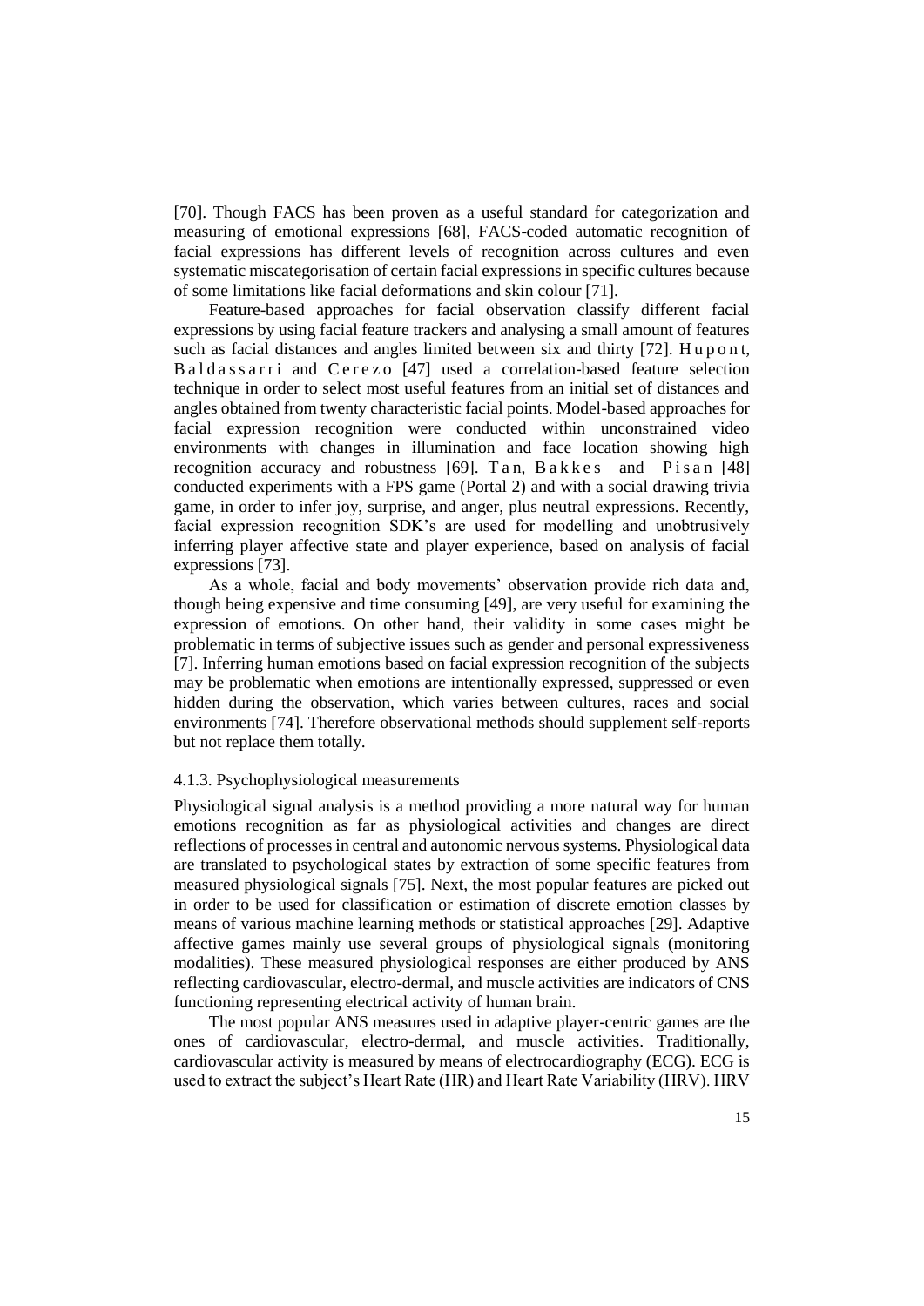[70]. Though FACS has been proven as a useful standard for categorization and measuring of emotional expressions [68], FACS-coded automatic recognition of facial expressions has different levels of recognition across cultures and even systematic miscategorisation of certain facial expressions in specific cultures because of some limitations like facial deformations and skin colour [71].

Feature-based approaches for facial observation classify different facial expressions by using facial feature trackers and analysing a small amount of features such as facial distances and angles limited between six and thirty [72]. Hupont, Baldassarri and Cerezo [47] used a correlation-based feature selection technique in order to select most useful features from an initial set of distances and angles obtained from twenty characteristic facial points. Model-based approaches for facial expression recognition were conducted within unconstrained video environments with changes in illumination and face location showing high recognition accuracy and robustness [69]. Tan, Bakkes and Pisan [48] conducted experiments with a FPS game (Portal 2) and with a social drawing trivia game, in order to infer joy, surprise, and anger, plus neutral expressions. Recently, facial expression recognition SDK's are used for modelling and unobtrusively inferring player affective state and player experience, based on analysis of facial expressions [73].

As a whole, facial and body movements' observation provide rich data and, though being expensive and time consuming [49], are very useful for examining the expression of emotions. On other hand, their validity in some cases might be problematic in terms of subjective issues such as gender and personal expressiveness [7]. Inferring human emotions based on facial expression recognition of the subjects may be problematic when emotions are intentionally expressed, suppressed or even hidden during the observation, which varies between cultures, races and social environments [74]. Therefore observational methods should supplement self-reports but not replace them totally.

#### 4.1.3. Psychophysiological measurements

Physiological signal analysis is a method providing a more natural way for human emotions recognition as far as physiological activities and changes are direct reflections of processes in central and autonomic nervous systems. Physiological data are translated to psychological states by extraction of some specific features from measured physiological signals [75]. Next, the most popular features are picked out in order to be used for classification or estimation of discrete emotion classes by means of various machine learning methods or statistical approaches [29]. Adaptive affective games mainly use several groups of physiological signals (monitoring modalities). These measured physiological responses are either produced by ANS reflecting cardiovascular, electro-dermal, and muscle activities are indicators of CNS functioning representing electrical activity of human brain.

The most popular ANS measures used in adaptive player-centric games are the ones of cardiovascular, electro-dermal, and muscle activities. Traditionally, cardiovascular activity is measured by means of electrocardiography (ECG). ECG is used to extract the subject's Heart Rate (HR) and Heart Rate Variability (HRV). HRV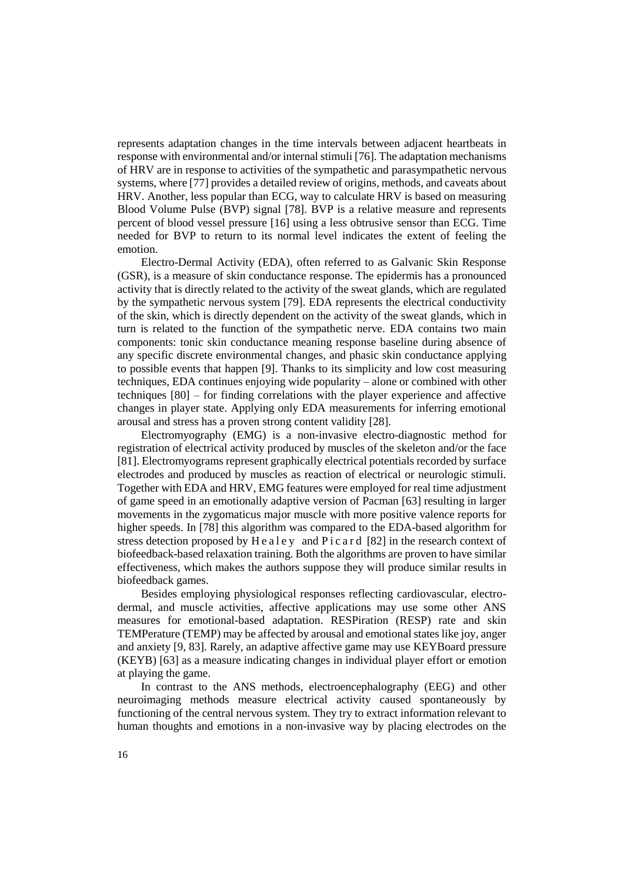represents adaptation changes in the time intervals between adjacent heartbeats in response with environmental and/or internal stimuli [76]. The adaptation mechanisms of HRV are in response to activities of the sympathetic and parasympathetic nervous systems, where [77] provides a detailed review of origins, methods, and caveats about HRV. Another, less popular than ECG, way to calculate HRV is based on measuring Blood Volume Pulse (BVP) signal [78]. BVP is a relative measure and represents percent of blood vessel pressure [16] using a less obtrusive sensor than ECG. Time needed for BVP to return to its normal level indicates the extent of feeling the emotion.

Electro-Dermal Activity (EDA), often referred to as Galvanic Skin Response (GSR), is a measure of skin conductance response. The epidermis has a pronounced activity that is directly related to the activity of the sweat glands, which are regulated by the sympathetic nervous system [79]. EDA represents the electrical conductivity of the skin, which is directly dependent on the activity of the sweat glands, which in turn is related to the function of the sympathetic nerve. EDA contains two main components: tonic skin conductance meaning response baseline during absence of any specific discrete environmental changes, and phasic skin conductance applying to possible events that happen [9]. Thanks to its simplicity and low cost measuring techniques, EDA continues enjoying wide popularity – alone or combined with other techniques [80] – for finding correlations with the player experience and affective changes in player state. Applying only EDA measurements for inferring emotional arousal and stress has a proven strong content validity [28].

Electromyography (EMG) is a non-invasive electro-diagnostic method for registration of electrical activity produced by muscles of the skeleton and/or the face [81]. Electromyograms represent graphically electrical potentials recorded by surface electrodes and produced by muscles as reaction of electrical or neurologic stimuli. Together with EDA and HRV, EMG features were employed for real time adjustment of game speed in an emotionally adaptive version of Pacman [63] resulting in larger movements in the zygomaticus major muscle with more positive valence reports for higher speeds. In [78] this algorithm was compared to the EDA-based algorithm for stress detection proposed by Healey and Picard [82] in the research context of biofeedback-based relaxation training. Both the algorithms are proven to have similar effectiveness, which makes the authors suppose they will produce similar results in biofeedback games.

Besides employing physiological responses reflecting cardiovascular, electro-dermal, and muscle activities, affective applications may use some other ANS measures for emotional-based adaptation. RESPiration (RESP) rate and skin TEMPerature (TEMP) may be affected by arousal and emotional states like joy, anger and anxiety [9, 83]. Rarely, an adaptive affective game may use KEYBoard pressure (KEYB) [63] as a measure indicating changes in individual player effort or emotion at playing the game.

In contrast to the ANS methods, electroencephalography (EEG) and other neuroimaging methods measure electrical activity caused spontaneously by functioning of the central nervous system. They try to extract information relevant to human thoughts and emotions in a non-invasive way by placing electrodes on the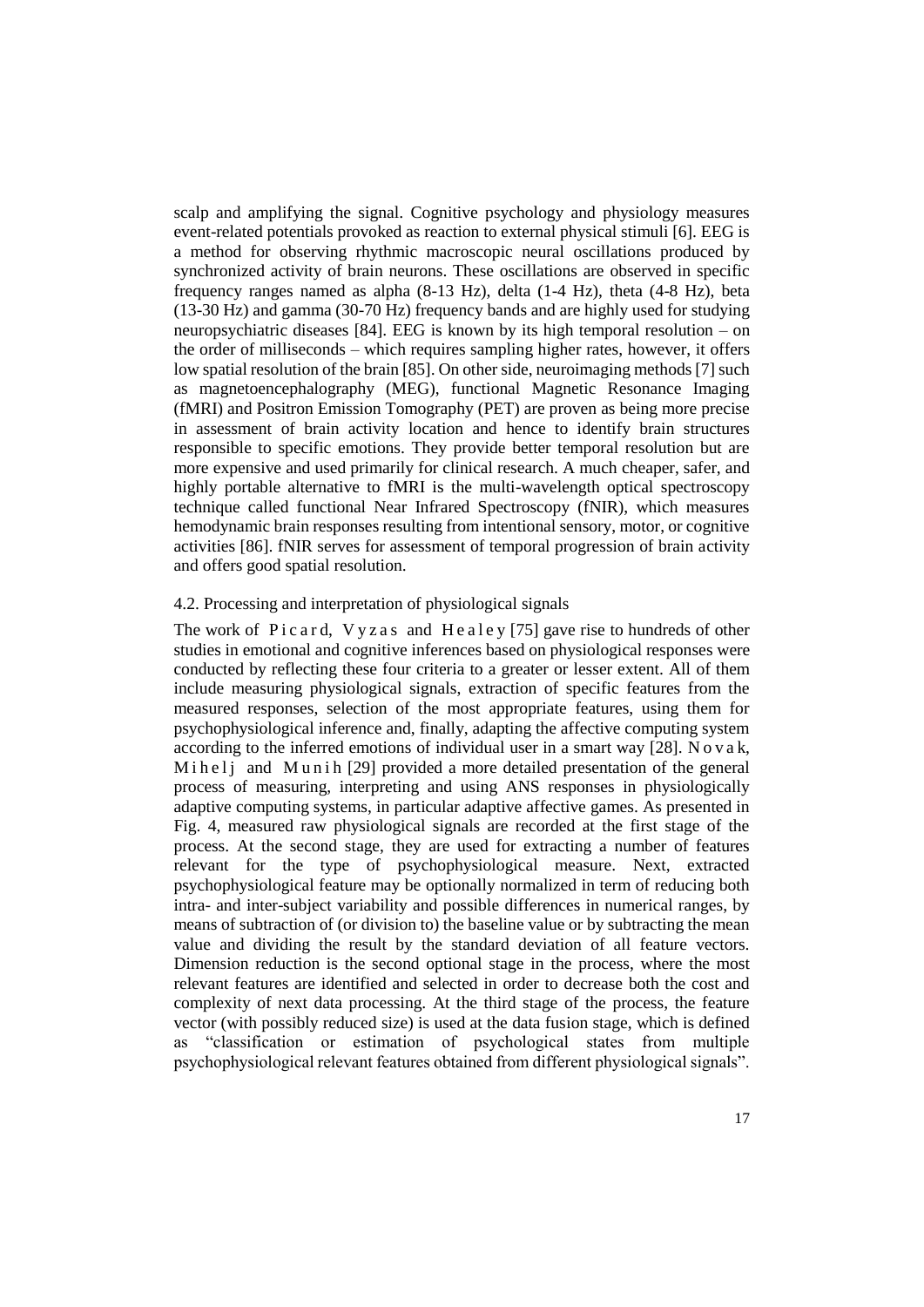scalp and amplifying the signal. Cognitive psychology and physiology measures event-related potentials provoked as reaction to external physical stimuli [6]. EEG is a method for observing rhythmic macroscopic neural oscillations produced by synchronized activity of brain neurons. These oscillations are observed in specific frequency ranges named as alpha (8-13 Hz), delta (1-4 Hz), theta (4-8 Hz), beta (13-30 Hz) and gamma (30-70 Hz) frequency bands and are highly used for studying neuropsychiatric diseases [84]. EEG is known by its high temporal resolution – on the order of milliseconds – which requires sampling higher rates, however, it offers low spatial resolution of the brain [85]. On other side, neuroimaging methods [7] such as magnetoencephalography (MEG), functional Magnetic Resonance Imaging (fMRI) and Positron Emission Tomography (PET) are proven as being more precise in assessment of brain activity location and hence to identify brain structures responsible to specific emotions. They provide better temporal resolution but are more expensive and used primarily for clinical research. A much cheaper, safer, and highly portable alternative to fMRI is the multi-wavelength optical spectroscopy technique called functional Near Infrared Spectroscopy (fNIR), which measures hemodynamic brain responses resulting from intentional sensory, motor, or cognitive activities [86]. fNIR serves for assessment of temporal progression of brain activity and offers good spatial resolution.

### 4.2. Processing and interpretation of physiological signals

The work of Picard, Vyzas and Healey [75] gave rise to hundreds of other studies in emotional and cognitive inferences based on physiological responses were conducted by reflecting these four criteria to a greater or lesser extent. All of them include measuring physiological signals, extraction of specific features from the measured responses, selection of the most appropriate features, using them for psychophysiological inference and, finally, adapting the affective computing system according to the inferred emotions of individual user in a smart way [28]. Novak, Mihelj and Munih [29] provided a more detailed presentation of the general process of measuring, interpreting and using ANS responses in physiologically adaptive computing systems, in particular adaptive affective games. As presented in Fig. 4, measured raw physiological signals are recorded at the first stage of the process. At the second stage, they are used for extracting a number of features relevant for the type of psychophysiological measure. Next, extracted psychophysiological feature may be optionally normalized in term of reducing both intra- and inter-subject variability and possible differences in numerical ranges, by means of subtraction of (or division to) the baseline value or by subtracting the mean value and dividing the result by the standard deviation of all feature vectors. Dimension reduction is the second optional stage in the process, where the most relevant features are identified and selected in order to decrease both the cost and complexity of next data processing. At the third stage of the process, the feature vector (with possibly reduced size) is used at the data fusion stage, which is defined as "classification or estimation of psychological states from multiple psychophysiological relevant features obtained from different physiological signals".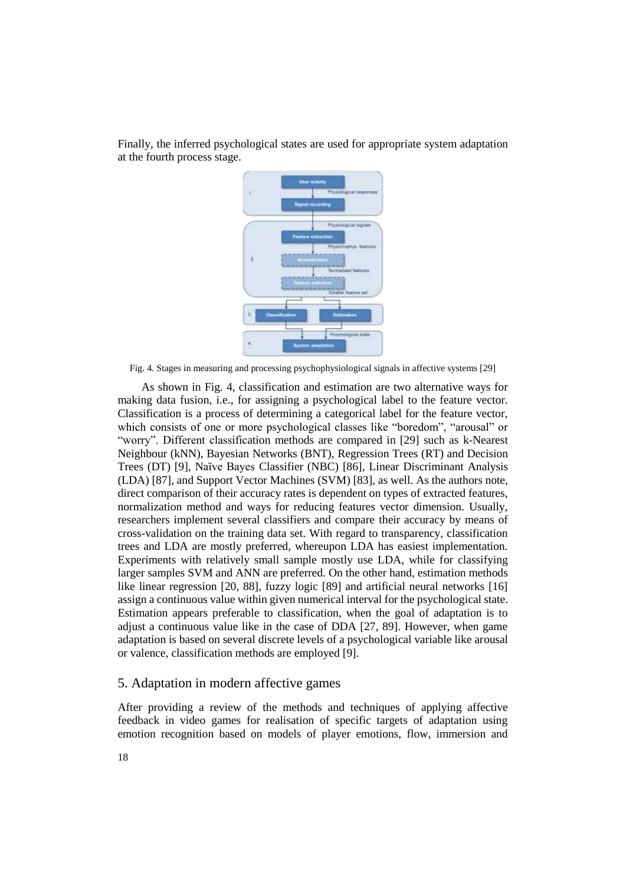Finally, the inferred psychological states are used for appropriate system adaptation at the fourth process stage.

Fig. 4. Stages in measuring and processing psychophysiological signals in affective systems [29]

As shown in Fig. 4, classification and estimation are two alternative ways for making data fusion, i.e., for assigning a psychological label to the feature vector. Classification is a process of determining a categorical label for the feature vector, which consists of one or more psychological classes like "boredom", "arousal" or "worry". Different classification methods are compared in [29] such as k-Nearest Neighbour (kNN), Bayesian Networks (BNT), Regression Trees (RT) and Decision Trees (DT) [9], Naïve Bayes Classifier (NBC) [86], Linear Discriminant Analysis (LDA) [87], and Support Vector Machines (SVM) [83], as well. As the authors note, direct comparison of their accuracy rates is dependent on types of extracted features, normalization method and ways for reducing features vector dimension. Usually, researchers implement several classifiers and compare their accuracy by means of cross-validation on the training data set. With regard to transparency, classification trees and LDA are mostly preferred, whereupon LDA has easiest implementation. Experiments with relatively small sample mostly use LDA, while for classifying larger samples SVM and ANN are preferred. On the other hand, estimation methods like linear regression [20, 88], fuzzy logic [89] and artificial neural networks [16] assign a continuous value within given numerical interval for the psychological state. Estimation appears preferable to classification, when the goal of adaptation is to adjust a continuous value like in the case of DDA [27, 89]. However, when game adaptation is based on several discrete levels of a psychological variable like arousal or valence, classification methods are employed [9].

## 5. Adaptation in modern affective games

After providing a review of the methods and techniques of applying affective feedback in video games for realisation of specific targets of adaptation using emotion recognition based on models of player emotions, flow, immersion and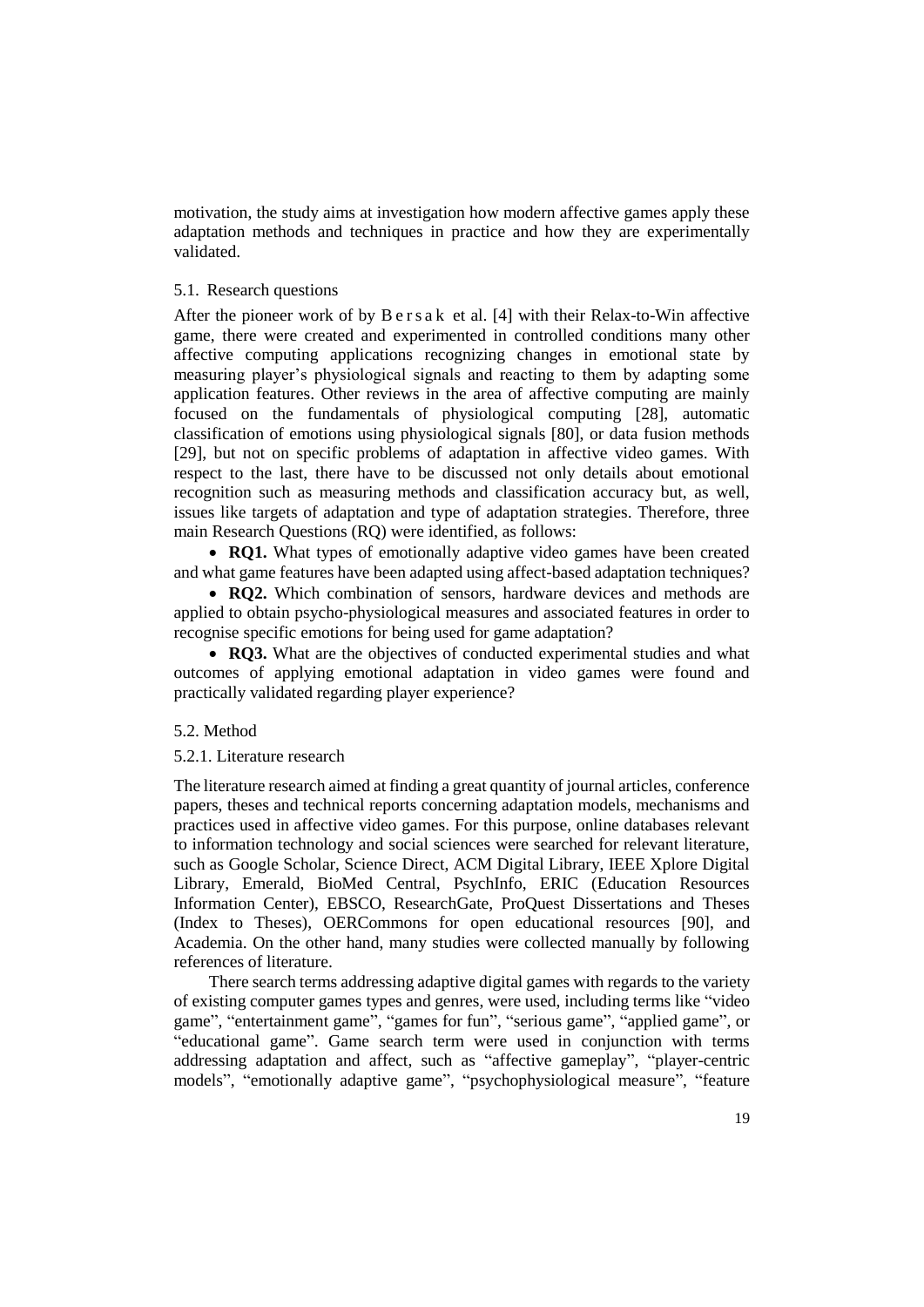motivation, the study aims at investigation how modern affective games apply these adaptation methods and techniques in practice and how they are experimentally validated.

### 5.1. Research questions

After the pioneer work of by Bersak et al. [4] with their Relax-to-Win affective game, there were created and experimented in controlled conditions many other affective computing applications recognizing changes in emotional state by measuring player's physiological signals and reacting to them by adapting some application features. Other reviews in the area of affective computing are mainly focused on the fundamentals of physiological computing [28], automatic classification of emotions using physiological signals [80], or data fusion methods [29], but not on specific problems of adaptation in affective video games. With respect to the last, there have to be discussed not only details about emotional recognition such as measuring methods and classification accuracy but, as well, issues like targets of adaptation and type of adaptation strategies. Therefore, three main Research Questions (RQ) were identified, as follows:

- **RQ1.** What types of emotionally adaptive video games have been created and what game features have been adapted using affect-based adaptation techniques?
- **RQ2.** Which combination of sensors, hardware devices and methods are applied to obtain psycho-physiological measures and associated features in order to recognise specific emotions for being used for game adaptation?
- **RQ3.** What are the objectives of conducted experimental studies and what outcomes of applying emotional adaptation in video games were found and practically validated regarding player experience?

### 5.2. Method

#### 5.2.1. Literature research

The literature research aimed at finding a great quantity of journal articles, conference papers, theses and technical reports concerning adaptation models, mechanisms and practices used in affective video games. For this purpose, online databases relevant to information technology and social sciences were searched for relevant literature, such as Google Scholar, Science Direct, ACM Digital Library, IEEE Xplore Digital Library, Emerald, BioMed Central, PsychInfo, ERIC (Education Resources Information Center), EBSCO, ResearchGate, ProQuest Dissertations and Theses (Index to Theses), OERCommons for open educational resources [90], and Academia. On the other hand, many studies were collected manually by following references of literature.

There search terms addressing adaptive digital games with regards to the variety of existing computer games types and genres, were used, including terms like "video game", "entertainment game", "games for fun", "serious game", "applied game", or "educational game". Game search term were used in conjunction with terms addressing adaptation and affect, such as "affective gameplay", "player-centric models", "emotionally adaptive game", "psychophysiological measure", "feature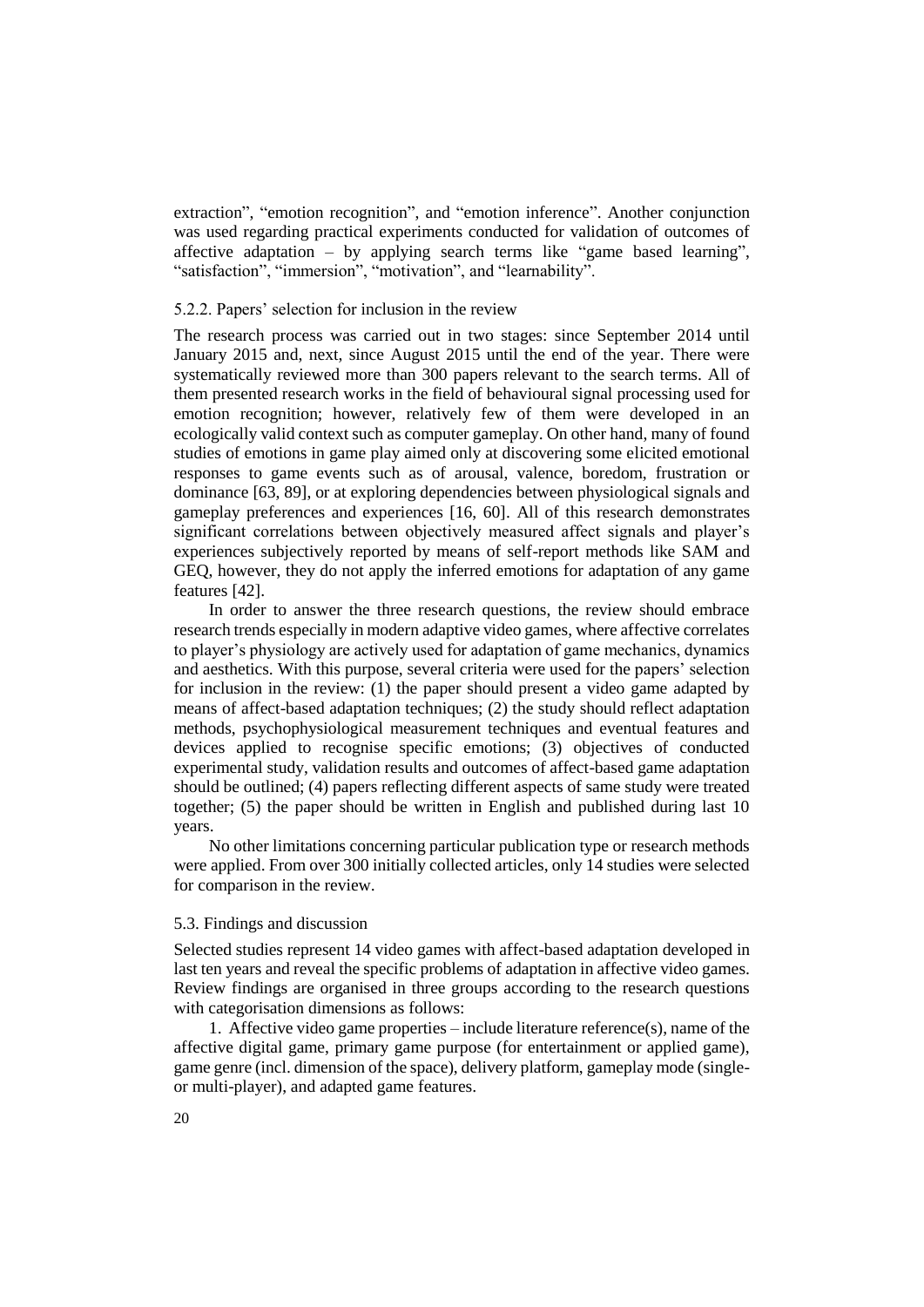extraction", "emotion recognition", and "emotion inference". Another conjunction was used regarding practical experiments conducted for validation of outcomes of affective adaptation – by applying search terms like "game based learning", "satisfaction", "immersion", "motivation", and "learnability".

### 5.2.2. Papers' selection for inclusion in the review

The research process was carried out in two stages: since September 2014 until January 2015 and, next, since August 2015 until the end of the year. There were systematically reviewed more than 300 papers relevant to the search terms. All of them presented research works in the field of behavioural signal processing used for emotion recognition; however, relatively few of them were developed in an ecologically valid context such as computer gameplay. On other hand, many of found studies of emotions in game play aimed only at discovering some elicited emotional responses to game events such as of arousal, valence, boredom, frustration or dominance [63, 89], or at exploring dependencies between physiological signals and gameplay preferences and experiences [16, 60]. All of this research demonstrates significant correlations between objectively measured affect signals and player's experiences subjectively reported by means of self-report methods like SAM and GEQ, however, they do not apply the inferred emotions for adaptation of any game features [42].

In order to answer the three research questions, the review should embrace research trends especially in modern adaptive video games, where affective correlates to player's physiology are actively used for adaptation of game mechanics, dynamics and aesthetics. With this purpose, several criteria were used for the papers' selection for inclusion in the review: (1) the paper should present a video game adapted by means of affect-based adaptation techniques; (2) the study should reflect adaptation methods, psychophysiological measurement techniques and eventual features and devices applied to recognise specific emotions; (3) objectives of conducted experimental study, validation results and outcomes of affect-based game adaptation should be outlined; (4) papers reflecting different aspects of same study were treated together; (5) the paper should be written in English and published during last 10 years.

No other limitations concerning particular publication type or research methods were applied. From over 300 initially collected articles, only 14 studies were selected for comparison in the review.

## 5.3. Findings and discussion

Selected studies represent 14 video games with affect-based adaptation developed in last ten years and reveal the specific problems of adaptation in affective video games. Review findings are organised in three groups according to the research questions with categorisation dimensions as follows:

1. Affective video game properties – include literature reference(s), name of the affective digital game, primary game purpose (for entertainment or applied game), game genre (incl. dimension of the space), delivery platform, gameplay mode (single- or multi-player), and adapted game features.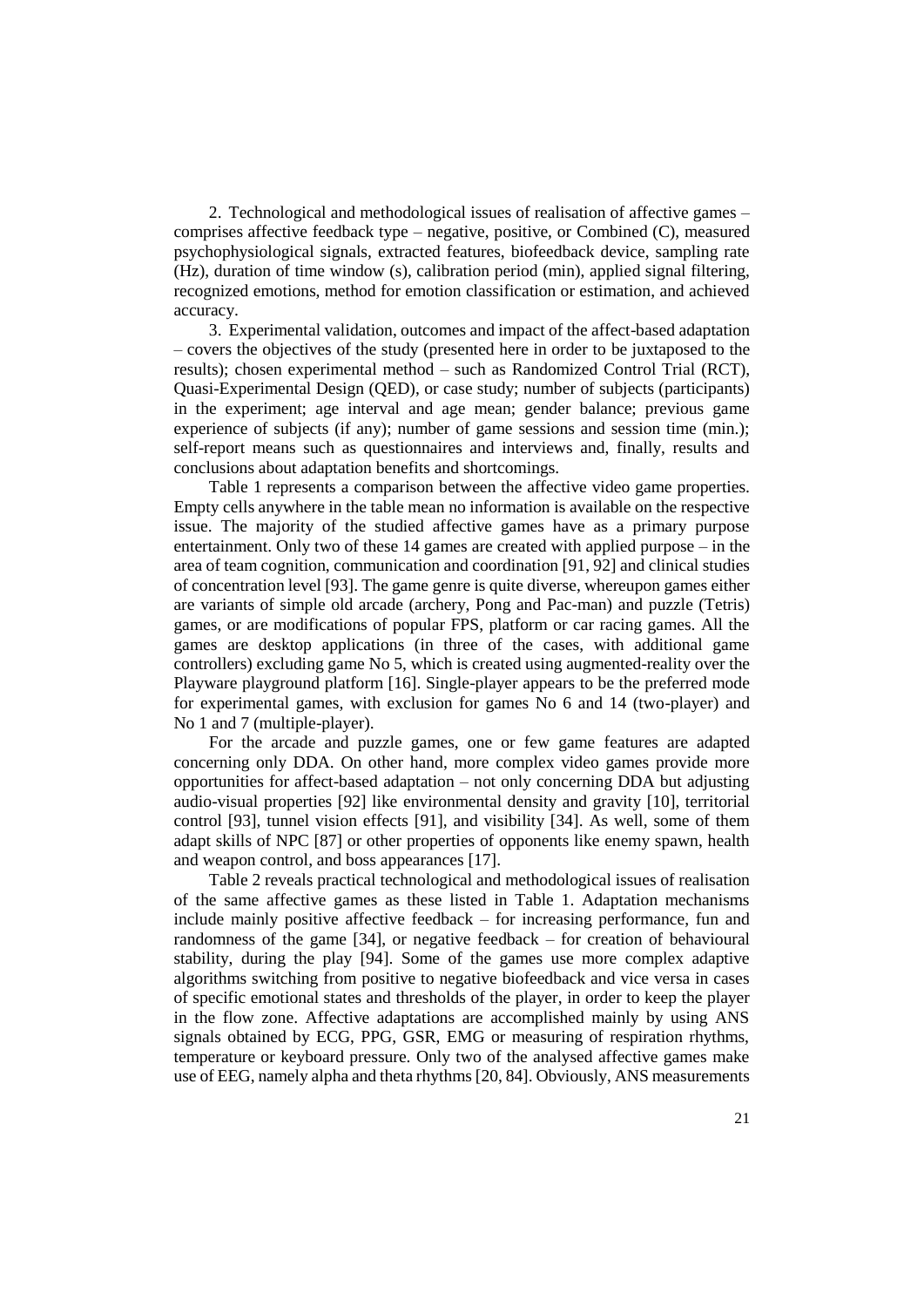2. Technological and methodological issues of realisation of affective games – comprises affective feedback type – negative, positive, or Combined (C), measured psychophysiological signals, extracted features, biofeedback device, sampling rate (Hz), duration of time window (s), calibration period (min), applied signal filtering, recognized emotions, method for emotion classification or estimation, and achieved accuracy.

3. Experimental validation, outcomes and impact of the affect-based adaptation – covers the objectives of the study (presented here in order to be juxtaposed to the results); chosen experimental method – such as Randomized Control Trial (RCT), Quasi-Experimental Design (QED), or case study; number of subjects (participants) in the experiment; age interval and age mean; gender balance; previous game experience of subjects (if any); number of game sessions and session time (min.); self-report means such as questionnaires and interviews and, finally, results and conclusions about adaptation benefits and shortcomings.

Table 1 represents a comparison between the affective video game properties. Empty cells anywhere in the table mean no information is available on the respective issue. The majority of the studied affective games have as a primary purpose entertainment. Only two of these 14 games are created with applied purpose – in the area of team cognition, communication and coordination [91, 92] and clinical studies of concentration level [93]. The game genre is quite diverse, whereupon games either are variants of simple old arcade (archery, Pong and Pac-man) and puzzle (Tetris) games, or are modifications of popular FPS, platform or car racing games. All the games are desktop applications (in three of the cases, with additional game controllers) excluding game No 5, which is created using augmented-reality over the Playware playground platform [16]. Single-player appears to be the preferred mode for experimental games, with exclusion for games No 6 and 14 (two-player) and No 1 and 7 (multiple-player).

For the arcade and puzzle games, one or few game features are adapted concerning only DDA. On other hand, more complex video games provide more opportunities for affect-based adaptation – not only concerning DDA but adjusting audio-visual properties [92] like environmental density and gravity [10], territorial control [93], tunnel vision effects [91], and visibility [34]. As well, some of them adapt skills of NPC [87] or other properties of opponents like enemy spawn, health and weapon control, and boss appearances [17].

Table 2 reveals practical technological and methodological issues of realisation of the same affective games as these listed in Table 1. Adaptation mechanisms include mainly positive affective feedback – for increasing performance, fun and randomness of the game [34], or negative feedback – for creation of behavioural stability, during the play [94]. Some of the games use more complex adaptive algorithms switching from positive to negative biofeedback and vice versa in cases of specific emotional states and thresholds of the player, in order to keep the player in the flow zone. Affective adaptations are accomplished mainly by using ANS signals obtained by ECG, PPG, GSR, EMG or measuring of respiration rhythms, temperature or keyboard pressure. Only two of the analysed affective games make use of EEG, namely alpha and theta rhythms [20, 84]. Obviously, ANS measurements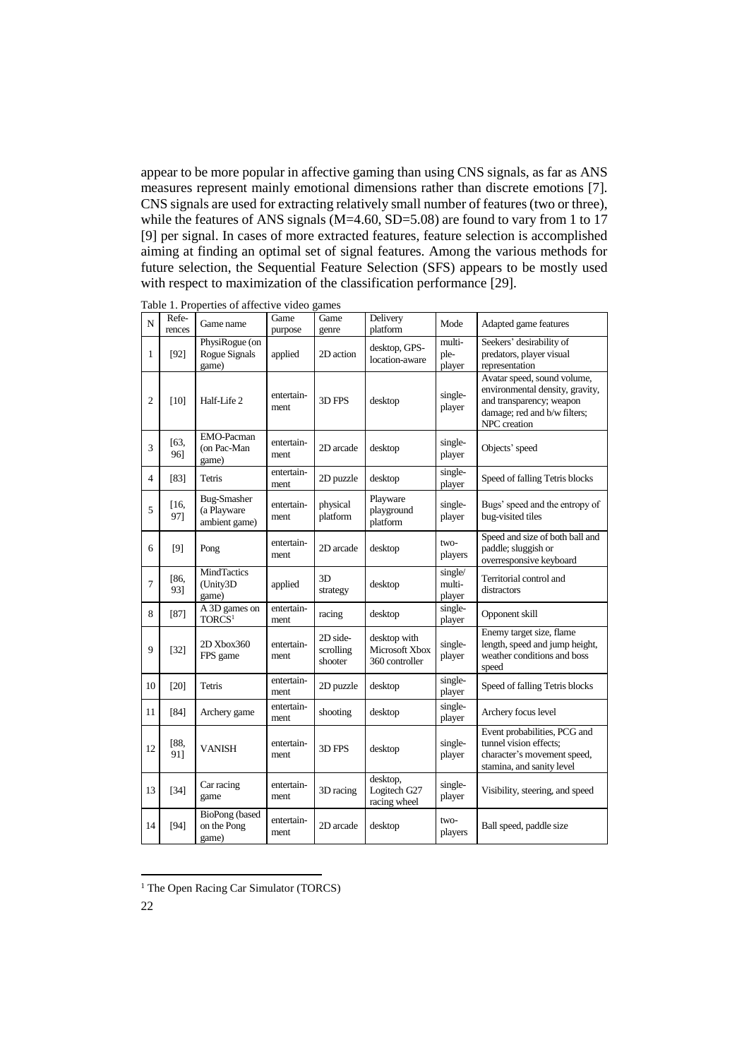appear to be more popular in affective gaming than using CNS signals, as far as ANS measures represent mainly emotional dimensions rather than discrete emotions [7]. CNS signals are used for extracting relatively small number of features (two or three), while the features of ANS signals (M=4.60, SD=5.08) are found to vary from 1 to 17 [9] per signal. In cases of more extracted features, feature selection is accomplished aiming at finding an optimal set of signal features. Among the various methods for future selection, the Sequential Feature Selection (SFS) appears to be mostly used with respect to maximization of the classification performance [29].

Table 1. Properties of affective video games

| N | References | Game name | Game purpose | Game genre | Delivery platform | Mode | Adapted game features |
|---|---|---|---|---|---|---|---|
| 1 | [92] | PhysiRogue (on Rogue Signals game) | applied | 2D action | desktop, GPS-location-aware | multi-ple-player | Seekers' desirability of predators, player visual representation |
| 2 | [10] | Half-Life 2 | entertain-ment | 3D FPS | desktop | single-player | Avatar speed, sound volume, environmental density, gravity, and transparency; weapon damage; red and b/w filters; NPC creation |
| 3 | [63, 96] | EMO-Pacman (on Pac-Man game) | entertain-ment | 2D arcade | desktop | single-player | Objects' speed |
| 4 | [83] | Tetris | entertain-ment | 2D puzzle | desktop | single-player | Speed of falling Tetris blocks |
| 5 | [16, 97] | Bug-Smasher (a Playware ambient game) | entertain-ment | physical platform | Playware playground platform | single-player | Bugs' speed and the entropy of bug-visited tiles |
| 6 | [9] | Pong | entertain-ment | 2D arcade | desktop | two-players | Speed and size of both ball and paddle; sluggish or overresponsive keyboard |
| 7 | [86, 93] | MindTactics (Unity3D game) | applied | 3D strategy | desktop | single/multi-player | Territorial control and distractors |
| 8 | [87] | A 3D games on TORCS[1] | entertain-ment | racing | desktop | single-player | Opponent skill |
| 9 | [32] | 2D Xbox360 FPS game | entertain-ment | 2D side-scrolling shooter | desktop with Microsoft Xbox 360 controller | single-player | Enemy target size, flame length, speed and jump height, weather conditions and boss speed |
| 10 | [20] | Tetris | entertain-ment | 2D puzzle | desktop | single-player | Speed of falling Tetris blocks |
| 11 | [84] | Archery game | entertain-ment | shooting | desktop | single-player | Archery focus level |
| 12 | [88, 91] | VANISH | entertain-ment | 3D FPS | desktop | single-player | Event probabilities, PCG and tunnel vision effects; character's movement speed, stamina, and sanity level |
| 13 | [34] | Car racing game | entertain-ment | 3D racing | desktop, Logitech G27 racing wheel | single-player | Visibility, steering, and speed |
| 14 | [94] | BioPong (based on the Pong game) | entertain-ment | 2D arcade | desktop | two-players | Ball speed, paddle size |

[1] The Open Racing Car Simulator (TORCS)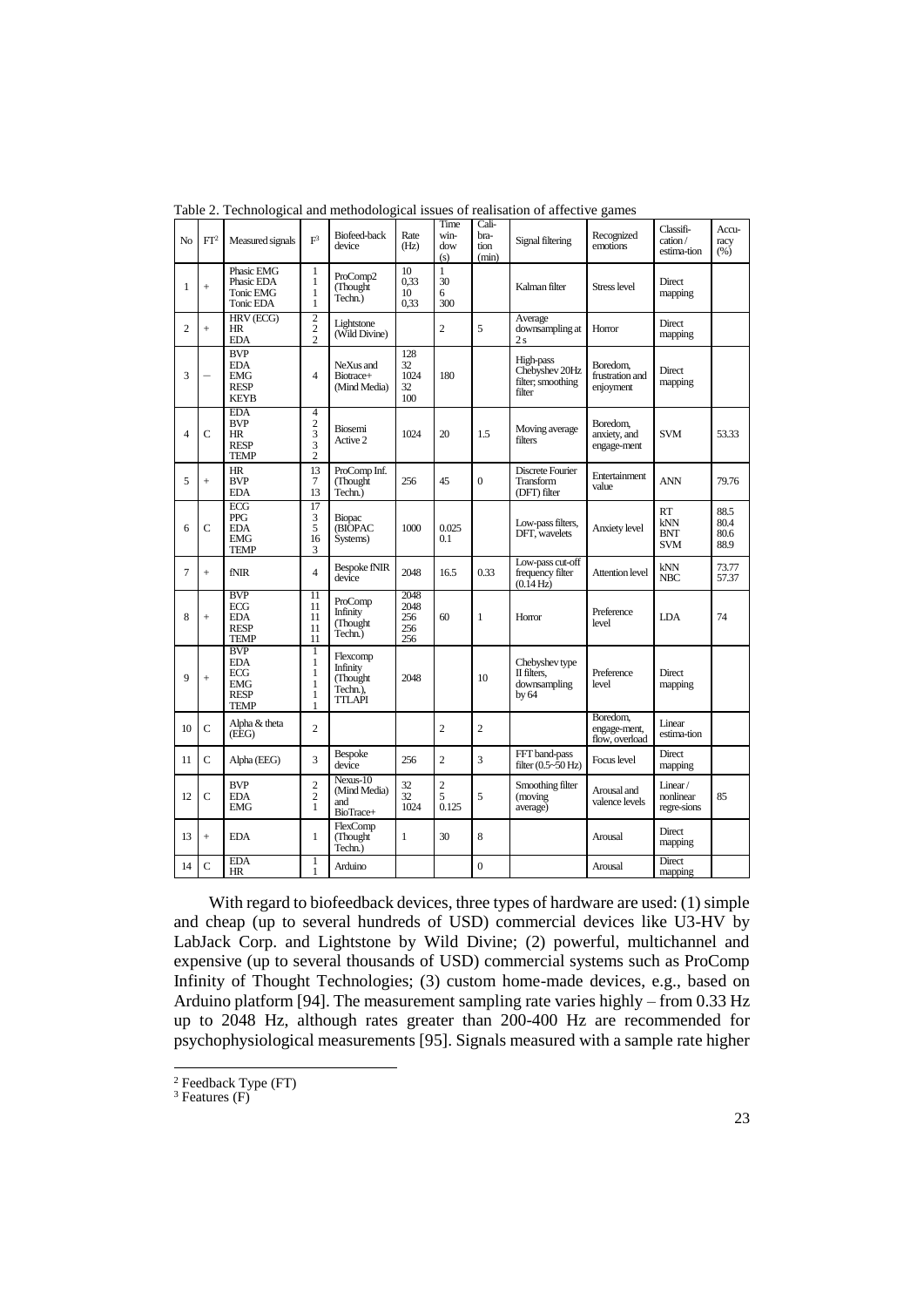Table 2. Technological and methodological issues of realisation of affective games

| No | FT[2] | Measured signals | F[3] | Biofeed-back device | Rate (Hz) | Time win-dow (s) | Cali-bra-tion (min) | Signal filtering | Recognized emotions | Classifi-cation / estima-tion | Accu-racy (%) |
|---|---|---|---|---|---|---|---|---|---|---|---|
| 1 | + | Phasic EMG<br>Phasic EDA<br>Tonic EMG<br>Tonic EDA | 1<br>1<br>1<br>1 | ProComp2 (Thought Techn.) | 10<br>0,33<br>10<br>0,33 | 1<br>30<br>6<br>300 | | Kalman filter | Stress level | Direct mapping | |
| 2 | + | HRV (ECG)<br>HR<br>EDA | 2<br>2<br>2 | Lightstone (Wild Divine) | | 2 | 5 | Average downsampling at 2 s | Horror | Direct mapping | |
| 3 | – | BVP<br>EDA<br>EMG<br>RESP<br>KEYB | 4 | NeXus and Biotrace+ (Mind Media) | 128<br>32<br>1024<br>32<br>100 | 180 | | High-pass Chebyshev 20Hz filter; smoothing filter | Boredom, frustration and enjoyment | Direct mapping | |
| 4 | C | EDA<br>BVP<br>HR<br>RESP<br>TEMP | 4<br>2<br>3<br>3<br>2 | Biosemi Active 2 | 1024 | 20 | 1.5 | Moving average filters | Boredom, anxiety, and engage-ment | SVM | 53.33 |
| 5 | + | HR<br>BVP<br>EDA | 13<br>7<br>13 | ProComp Inf. (Thought Techn.) | 256 | 45 | 0 | Discrete Fourier Transform (DFT) filter | Entertainment value | ANN | 79.76 |
| 6 | C | ECG<br>PPG<br>EDA<br>EMG<br>TEMP | 17<br>3<br>5<br>16<br>3 | Biopac (BIOPAC Systems) | 1000 | 0.025<br>0.1 | | Low-pass filters, DFT, wavelets | Anxiety level | RT<br>kNN<br>BNT<br>SVM | 88.5<br>80.4<br>80.6<br>88.9 |
| 7 | + | fNIR | 4 | Bespoke fNIR device | 2048 | 16.5 | 0.33 | Low-pass cut-off frequency filter (0.14 Hz) | Attention level | kNN<br>NBC | 73.77<br>57.37 |
| 8 | + | BVP<br>ECG<br>EDA<br>RESP<br>TEMP | 11<br>11<br>11<br>11<br>11 | ProComp Infinity (Thought Techn.) | 2048<br>2048<br>256<br>256<br>256 | 60 | 1 | Horror | Preference level | LDA | 74 |
| 9 | + | BVP<br>EDA<br>ECG<br>EMG<br>RESP<br>TEMP | 1<br>1<br>1<br>1<br>1<br>1 | Flexcomp Infinity (Thought Techn.), TTLAPI | 2048 | | 10 | Chebyshev type II filters, downsampling by 64 | Preference level | Direct mapping | |
| 10 | C | Alpha & theta (EEG) | 2 | | | 2 | 2 | | Boredom, engage-ment, flow, overload | Linear estima-tion | |
| 11 | C | Alpha (EEG) | 3 | Bespoke device | 256 | 2 | 3 | FFT band-pass filter (0.5~50 Hz) | Focus level | Direct mapping | |
| 12 | C | BVP<br>EDA<br>EMG | 2<br>2<br>1 | Nexus-10 (Mind Media) and BioTrace+ | 32<br>32<br>1024 | 2<br>5<br>0.125 | 5 | Smoothing filter (moving average) | Arousal and valence levels | Linear / nonlinear regre-sions | 85 |
| 13 | + | EDA | 1 | FlexComp (Thought Techn.) | 1 | 30 | 8 | | Arousal | Direct mapping | |
| 14 | C | EDA<br>HR | 1<br>1 | Arduino | | | 0 | | Arousal | Direct mapping | |

With regard to biofeedback devices, three types of hardware are used: (1) simple and cheap (up to several hundreds of USD) commercial devices like U3-HV by LabJack Corp. and Lightstone by Wild Divine; (2) powerful, multichannel and expensive (up to several thousands of USD) commercial systems such as ProComp Infinity of Thought Technologies; (3) custom home-made devices, e.g., based on Arduino platform [94]. The measurement sampling rate varies highly – from 0.33 Hz up to 2048 Hz, although rates greater than 200-400 Hz are recommended for psychophysiological measurements [95]. Signals measured with a sample rate higher

[2] Feedback Type (FT)

[3] Features (F)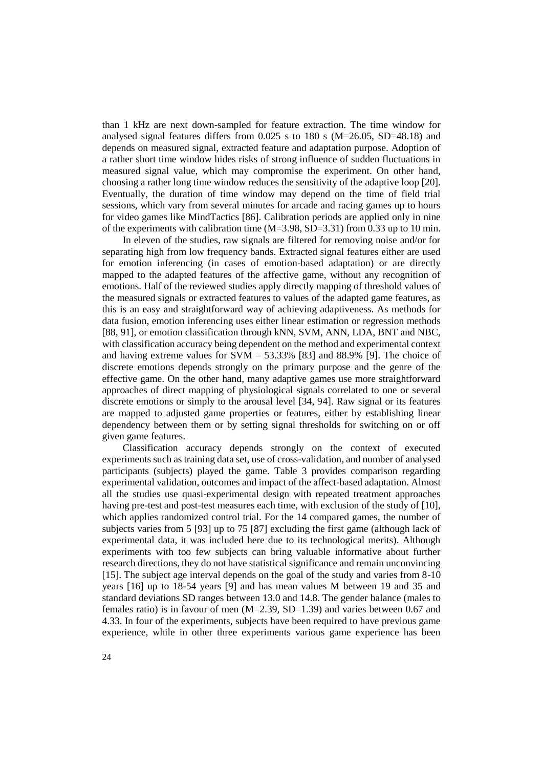than 1 kHz are next down-sampled for feature extraction. The time window for analysed signal features differs from 0.025 s to 180 s (M=26.05, SD=48.18) and depends on measured signal, extracted feature and adaptation purpose. Adoption of a rather short time window hides risks of strong influence of sudden fluctuations in measured signal value, which may compromise the experiment. On other hand, choosing a rather long time window reduces the sensitivity of the adaptive loop [20]. Eventually, the duration of time window may depend on the time of field trial sessions, which vary from several minutes for arcade and racing games up to hours for video games like MindTactics [86]. Calibration periods are applied only in nine of the experiments with calibration time (M=3.98, SD=3.31) from 0.33 up to 10 min.

In eleven of the studies, raw signals are filtered for removing noise and/or for separating high from low frequency bands. Extracted signal features either are used for emotion inferencing (in cases of emotion-based adaptation) or are directly mapped to the adapted features of the affective game, without any recognition of emotions. Half of the reviewed studies apply directly mapping of threshold values of the measured signals or extracted features to values of the adapted game features, as this is an easy and straightforward way of achieving adaptiveness. As methods for data fusion, emotion inferencing uses either linear estimation or regression methods [88, 91], or emotion classification through kNN, SVM, ANN, LDA, BNT and NBC, with classification accuracy being dependent on the method and experimental context and having extreme values for SVM – 53.33% [83] and 88.9% [9]. The choice of discrete emotions depends strongly on the primary purpose and the genre of the effective game. On the other hand, many adaptive games use more straightforward approaches of direct mapping of physiological signals correlated to one or several discrete emotions or simply to the arousal level [34, 94]. Raw signal or its features are mapped to adjusted game properties or features, either by establishing linear dependency between them or by setting signal thresholds for switching on or off given game features.

Classification accuracy depends strongly on the context of executed experiments such as training data set, use of cross-validation, and number of analysed participants (subjects) played the game. Table 3 provides comparison regarding experimental validation, outcomes and impact of the affect-based adaptation. Almost all the studies use quasi-experimental design with repeated treatment approaches having pre-test and post-test measures each time, with exclusion of the study of [10], which applies randomized control trial. For the 14 compared games, the number of subjects varies from 5 [93] up to 75 [87] excluding the first game (although lack of experimental data, it was included here due to its technological merits). Although experiments with too few subjects can bring valuable informative about further research directions, they do not have statistical significance and remain unconvincing [15]. The subject age interval depends on the goal of the study and varies from 8-10 years [16] up to 18-54 years [9] and has mean values M between 19 and 35 and standard deviations SD ranges between 13.0 and 14.8. The gender balance (males to females ratio) is in favour of men (M=2.39, SD=1.39) and varies between 0.67 and 4.33. In four of the experiments, subjects have been required to have previous game experience, while in other three experiments various game experience has been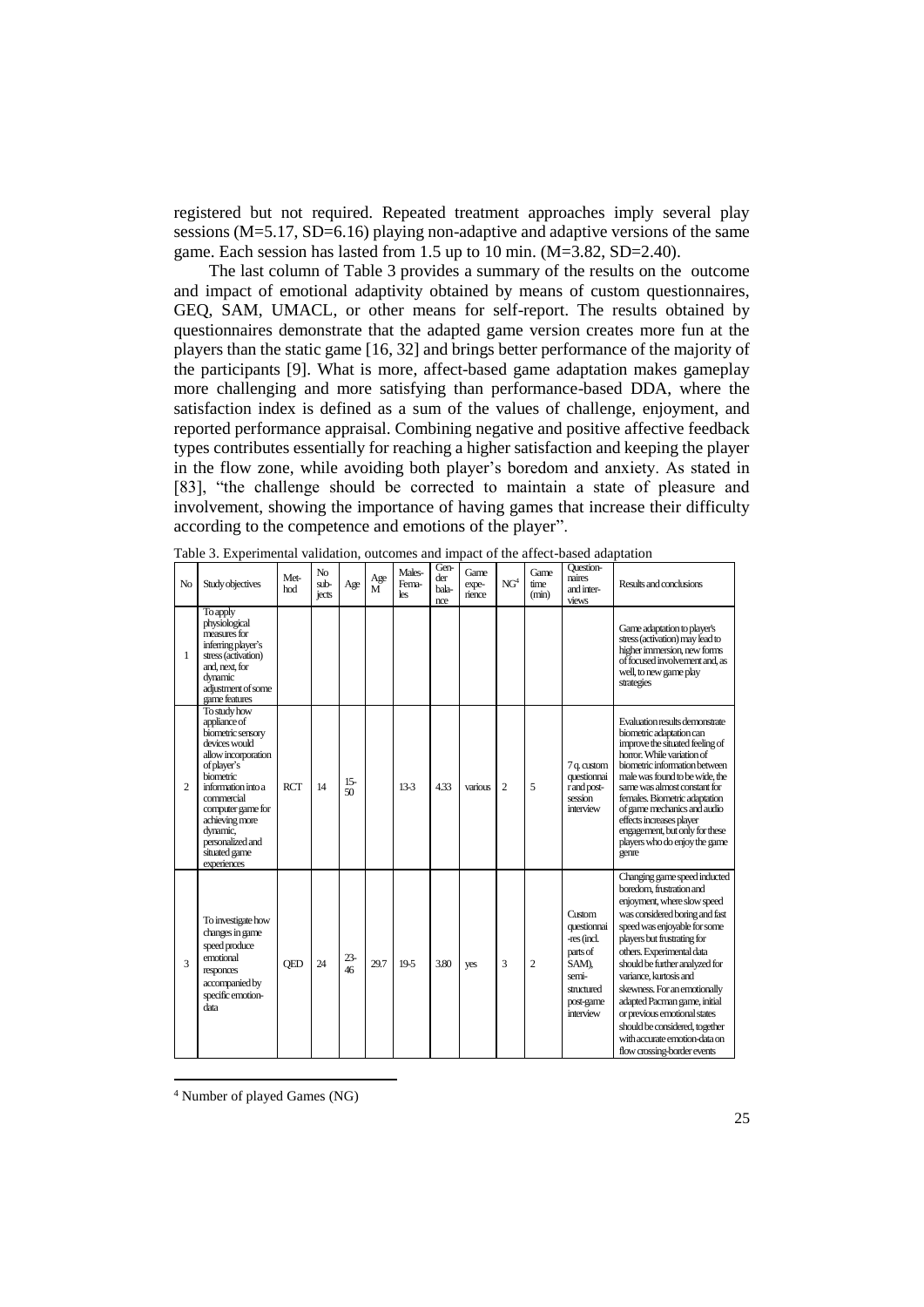registered but not required. Repeated treatment approaches imply several play sessions (M=5.17, SD=6.16) playing non-adaptive and adaptive versions of the same game. Each session has lasted from 1.5 up to 10 min. (M=3.82, SD=2.40).

The last column of Table 3 provides a summary of the results on the outcome and impact of emotional adaptivity obtained by means of custom questionnaires, GEQ, SAM, UMACL, or other means for self-report. The results obtained by questionnaires demonstrate that the adapted game version creates more fun at the players than the static game [16, 32] and brings better performance of the majority of the participants [9]. What is more, affect-based game adaptation makes gameplay more challenging and more satisfying than performance-based DDA, where the satisfaction index is defined as a sum of the values of challenge, enjoyment, and reported performance appraisal. Combining negative and positive affective feedback types contributes essentially for reaching a higher satisfaction and keeping the player in the flow zone, while avoiding both player's boredom and anxiety. As stated in [83], "the challenge should be corrected to maintain a state of pleasure and involvement, showing the importance of having games that increase their difficulty according to the competence and emotions of the player".

Table 3. Experimental validation, outcomes and impact of the affect-based adaptation

| No | Study objectives | Met-hod | No sub-jects | Age | Age M | Males-Fema-les | Gen-der bala-nce | Game expe-rience | NG[4] | Game time (min) | Question-naires and inter-views | Results and conclusions |
|---|---|---|---|---|---|---|---|---|---|---|---|---|
| 1 | To apply physiological measures for inferring player's stress (activation) and, next, for dynamic adjustment of some game features | | | | | | | | | | | Game adaptation to player's stress (activation) may lead to higher immersion, new forms of focused involvement and, as well, to new game play strategies |
| 2 | To study how appliance of biometric sensory devices would allow incorporation of player's biometric information into a commercial computer game for achieving more dynamic, personalized and situated game experiences | RCT | 14 | 15-50 | | 13-3 | 4.33 | various | 2 | 5 | 7 q. custom questionnair and post-session interview | Evaluation results demonstrate biometric adaptation can improve the situated feeling of horror. While variation of biometric information between male was found to be wide, the same was almost constant for females. Biometric adaptation of game mechanics and audio effects increases player engagement, but only for these players who do enjoy the game genre |
| 3 | To investigate how changes in game speed produce emotional responces accompanied by specific emotion-data | QED | 24 | 23-46 | 29.7 | 19-5 | 3.80 | yes | 3 | 2 | Custom questionnai-res (incl. parts of SAM), semi-structured post-game interview | Changing game speed inducted boredom, frustration and enjoyment, where slow speed was considered boring and fast speed was enjoyable for some players but frustrating for others. Experimental data should be further analyzed for variance, kurtosis and skewness. For an emotionally adapted Pacman game, initial or previous emotional states should be considered, together with accurate emotion-data on flow crossing-border events |

[4] Number of played Games (NG)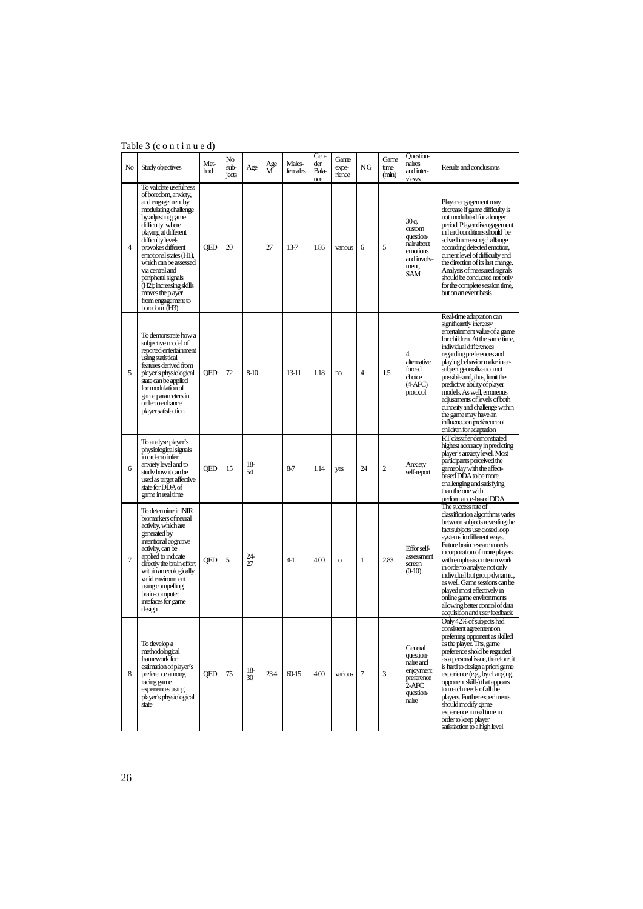Table 3 (c o n t i n u e d)

| No | Study objectives | Met-hod | No sub-jects | Age | Age M | Males-females | Gen-der Bala-nce | Game expe-rience | NG | Game time (min) | Question-naires and inter-views | Results and conclusions |
|---|---|---|---|---|---|---|---|---|---|---|---|---|
| 4 | To validate usefulness of boredom, anxiety, and engagement by modulating challenge by adjusting game difficulty, where playing at different difficulty levels provokes different emotional states (H1), which can be assessed via central and peripheral signals (H2); increasing skills moves the player from engagement to boredom (H3) | QED | 20 | | 27 | 13-7 | 1.86 | various | 6 | 5 | 30 q. custom question-nair about emotions and involv-ment, SAM | Player engagement may decrease if game difficulty is not modulated for a longer period. Player disengagement in hard conditions should be solved increasing challange according detected emotion, current level of difficulty and the direction of its last change. Analysis of measured signals should be conducted not only for the complete session time, but on an event basis |
| 5 | To demonstrate how a subjective model of reported entertainment using statistical features derived from player´s physiological state can be applied for modulation of game parameters in order to enhance player satisfaction | QED | 72 | 8-10 | | 13-11 | 1.18 | no | 4 | 1.5 | 4 alternative forced choice (4-AFC) protocol | Real-time adaptation can significantly increasy entertainment value of a game for children. At the same time, individual differences regarding preferences and playing behavior make inter-subject generalization not possible and, thus, limit the predictive ability of player models. As well, erroneous adjustments of levels of both curiosity and challenge within the game may have an influence on preference of children for adaptation |
| 6 | To analyse player's physiological signals in order to infer anxiety level and to study how it can be used as target affective state for DDA of game in real time | QED | 15 | 18-54 | | 8-7 | 1.14 | yes | 24 | 2 | Anxiety self-report | RT classifier demonstrated highest accuracy in predicting player's anxiety level. Most participants perceived the gameplay with the affect-based DDA to be more challenging and satisfying than the one with performance-based DDA |
| 7 | To determine if fNIR biomarkers of neural activity, which are generated by intentional cognitive activity, can be applied to indicate directly the brain effort within an ecologically valid environment using compelling brain-computer intefaces for game design | QED | 5 | 24-27 | | 4-1 | 4.00 | no | 1 | 2.83 | Effor self-assessment screen (0-10) | The success rate of classification algorithms varies between subjects revealing the fact subjects use closed loop systems in different ways. Future brain research needs incorporation of more players with emphasis on team work in order to analyze not only individual but group dynamic, as well. Game sessions can be played most effectively in online game environments allowing better control of data acquisition and user feedback |
| 8 | To develop a methodological framework for estimation of player's preference among racing game experiences using player's physiological state | QED | 75 | 18-30 | 23.4 | 60-15 | 4.00 | various | 7 | 3 | General question-naire and enjoyment preference 2-AFC question-naire | Only 42% of subjects had consistent agreement on preferring opponent as skilled as the player. Ths, game preference shold be regarded as a personal issue, therefore, it is hard to design a priori game experience (e.g., by changing opponent skills) that appears to match needs of all the players. Further experiments should modify game experience in real time in order to keep player satisfaction to a high level |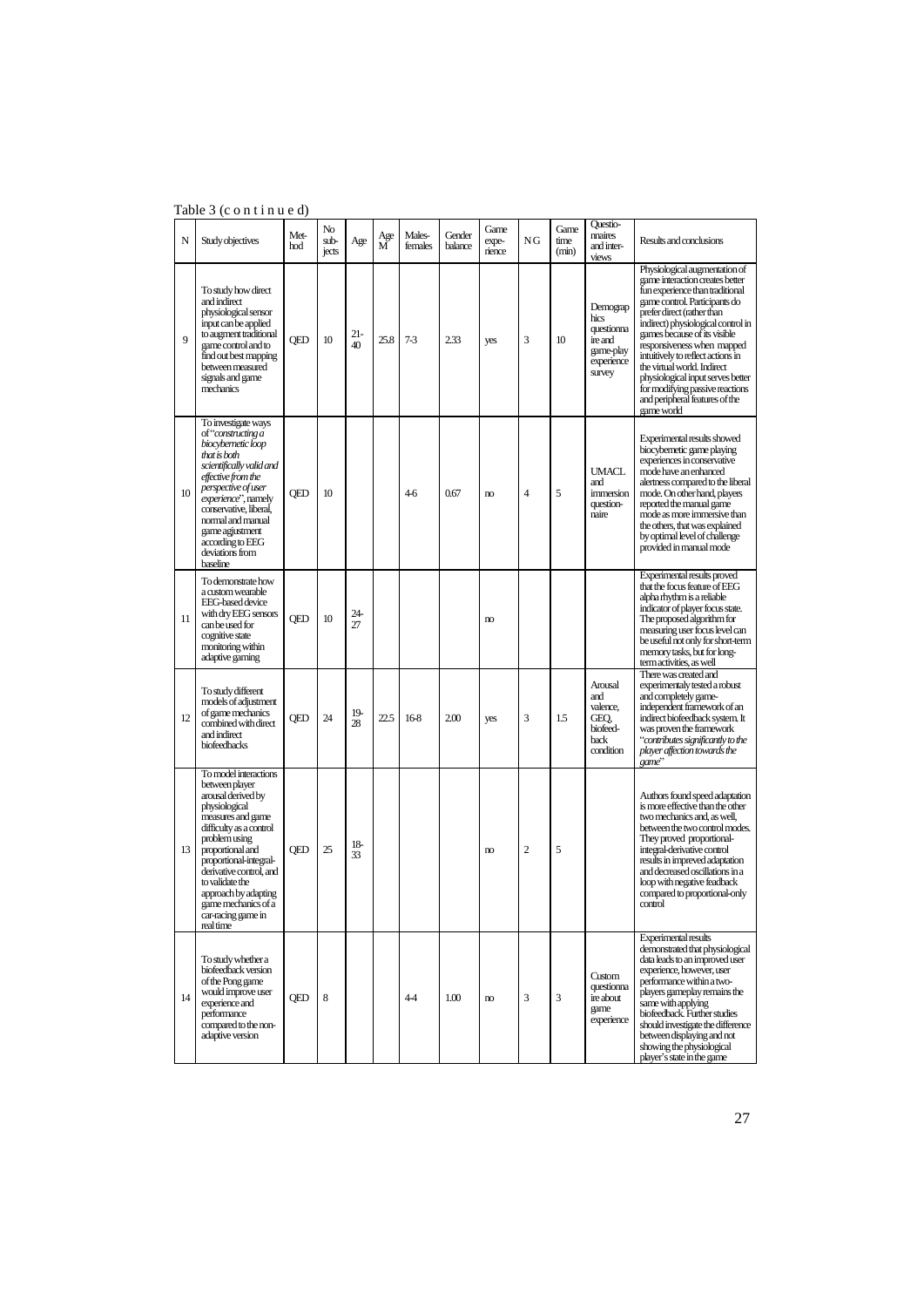Table 3 (c o n t i n u e d)

| N | Study objectives | Met-hod | No sub-jects | Age | Age M | Males-females | Gender balance | Game expe-rience | N G | Game time (min) | Questio-nnaires and inter-views | Results and conclusions |
|---|---|---|---|---|---|---|---|---|---|---|---|---|
| 9 | To study how direct and indirect physiological sensor input can be applied to augment traditional game control and to find out best mapping between measured signals and game mechanics | QED | 10 | 21-40 | 25.8 | 7-3 | 2.33 | yes | 3 | 10 | Demographics questionnaire and game-play experience survey | Physiological augmentation of game interaction creates better fun experience than traditional game control. Participants do prefer direct (rather than indirect) physiological control in games because of its visible responsiveness when mapped intuitively to reflect actions in the virtual world. Indirect physiological input serves better for modifying passive reactions and peripheral features of the game world |
| 10 | To investigate ways of "*constructing a biocybernetic loop that is both scientifically valid and effective from the perspective of user experience*", namely conservative, liberal, normal and manual game agjustment according to EEG deviations from baseline | QED | 10 | | | 4-6 | 0.67 | no | 4 | 5 | UMACL and immersion question-naire | Experimental results showed biocybernetic game playing experiences in conservative mode have an enhanced alertness compared to the liberal mode. On other hand, players reported the manual game mode as more immersive than the others, that was explained by optimal level of challenge provided in manual mode |
| 11 | To demonstrate how a custom wearable EEG-based device with dry EEG sensors can be used for cognitive state monitoring within adaptive gaming | QED | 10 | 24-27 | | | | no | | | | Experimental results proved that the focus feature of EEG alpha rhythm is a reliable indicator of player focus state. The proposed algorithm for measuring user focus level can be useful not only for short-term memory tasks, but for long-term activities, as well |
| 12 | To study different models of adjustment of game mechanics combined with direct and indirect biofeedbacks | QED | 24 | 19-28 | 22.5 | 16-8 | 2.00 | yes | 3 | 1.5 | Arousal and valence, GEQ, biofeed-back condition | There was created and experimentaly tested a robust and completely game-independent framework of an indirect biofeedback system. It was proven the framework "*contributes significantly to the player affection towards the game*" |
| 13 | To model interactions between player arousal derived by physiological measures and game difficulty as a control problem using proportional and proportional-integral-derivative control, and to validate the approach by adapting game mechanics of a car-racing game in real time | QED | 25 | 18-33 | | | | no | 2 | 5 | | Authors found speed adaptation is more effective than the other two mechanics and, as well, between the two control modes. They proved proportional-integral-derivative control results in improved adaptation and decreased oscillations in a loop with negative feedback compared to proportional-only control |
| 14 | To study whether a biofeedback version of the Pong game would improve user experience and performance compared to the non-adaptive version | QED | 8 | | | 4-4 | 1.00 | no | 3 | 3 | Custom questionnaire about game experience | Experimental results demonstrated that physiological data leads to an improved user experience, however, user performance within a two-players gameplay remains the same with applying biofeedback. Further studies should investigate the difference between displaying and not showing the physiological player's state in the game |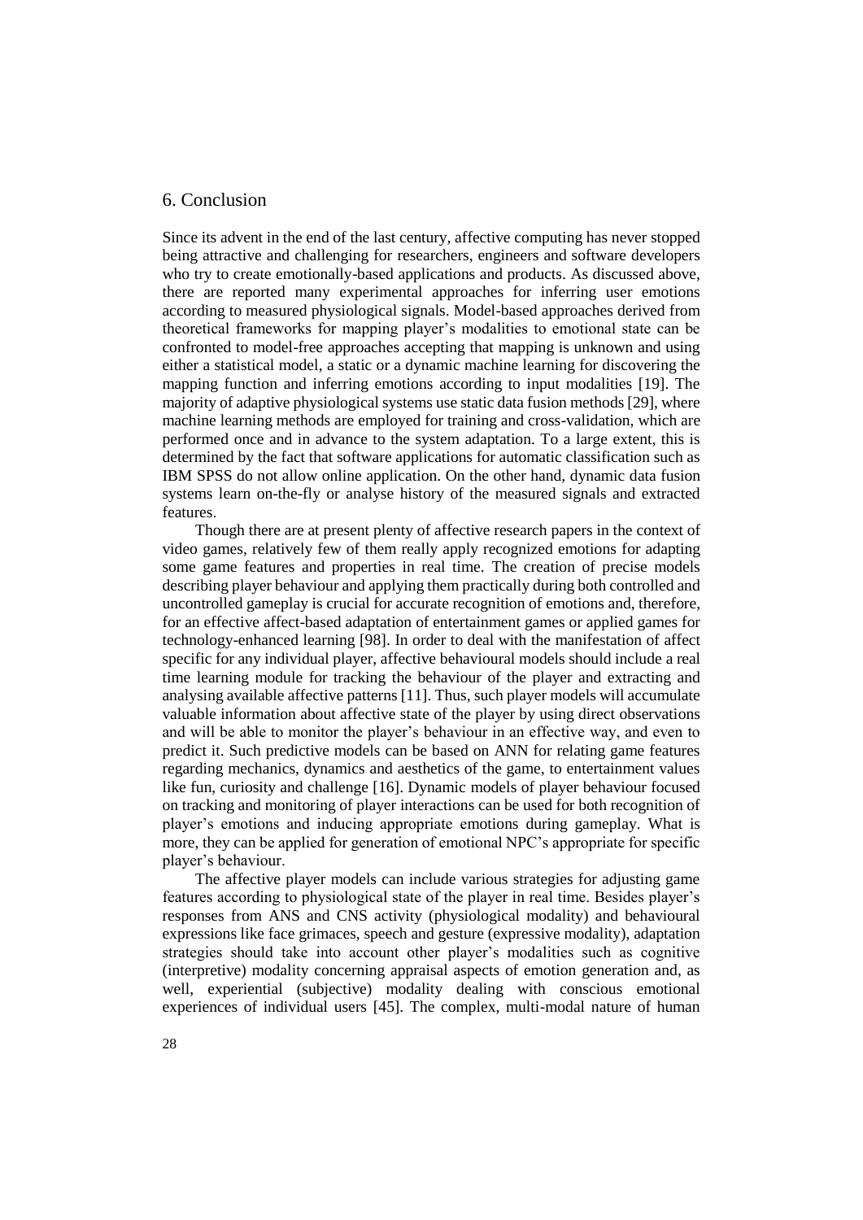## 6. Conclusion

Since its advent in the end of the last century, affective computing has never stopped being attractive and challenging for researchers, engineers and software developers who try to create emotionally-based applications and products. As discussed above, there are reported many experimental approaches for inferring user emotions according to measured physiological signals. Model-based approaches derived from theoretical frameworks for mapping player's modalities to emotional state can be confronted to model-free approaches accepting that mapping is unknown and using either a statistical model, a static or a dynamic machine learning for discovering the mapping function and inferring emotions according to input modalities [19]. The majority of adaptive physiological systems use static data fusion methods [29], where machine learning methods are employed for training and cross-validation, which are performed once and in advance to the system adaptation. To a large extent, this is determined by the fact that software applications for automatic classification such as IBM SPSS do not allow online application. On the other hand, dynamic data fusion systems learn on-the-fly or analyse history of the measured signals and extracted features.

Though there are at present plenty of affective research papers in the context of video games, relatively few of them really apply recognized emotions for adapting some game features and properties in real time. The creation of precise models describing player behaviour and applying them practically during both controlled and uncontrolled gameplay is crucial for accurate recognition of emotions and, therefore, for an effective affect-based adaptation of entertainment games or applied games for technology-enhanced learning [98]. In order to deal with the manifestation of affect specific for any individual player, affective behavioural models should include a real time learning module for tracking the behaviour of the player and extracting and analysing available affective patterns [11]. Thus, such player models will accumulate valuable information about affective state of the player by using direct observations and will be able to monitor the player's behaviour in an effective way, and even to predict it. Such predictive models can be based on ANN for relating game features regarding mechanics, dynamics and aesthetics of the game, to entertainment values like fun, curiosity and challenge [16]. Dynamic models of player behaviour focused on tracking and monitoring of player interactions can be used for both recognition of player's emotions and inducing appropriate emotions during gameplay. What is more, they can be applied for generation of emotional NPC's appropriate for specific player's behaviour.

The affective player models can include various strategies for adjusting game features according to physiological state of the player in real time. Besides player's responses from ANS and CNS activity (physiological modality) and behavioural expressions like face grimaces, speech and gesture (expressive modality), adaptation strategies should take into account other player's modalities such as cognitive (interpretive) modality concerning appraisal aspects of emotion generation and, as well, experiential (subjective) modality dealing with conscious emotional experiences of individual users [45]. The complex, multi-modal nature of human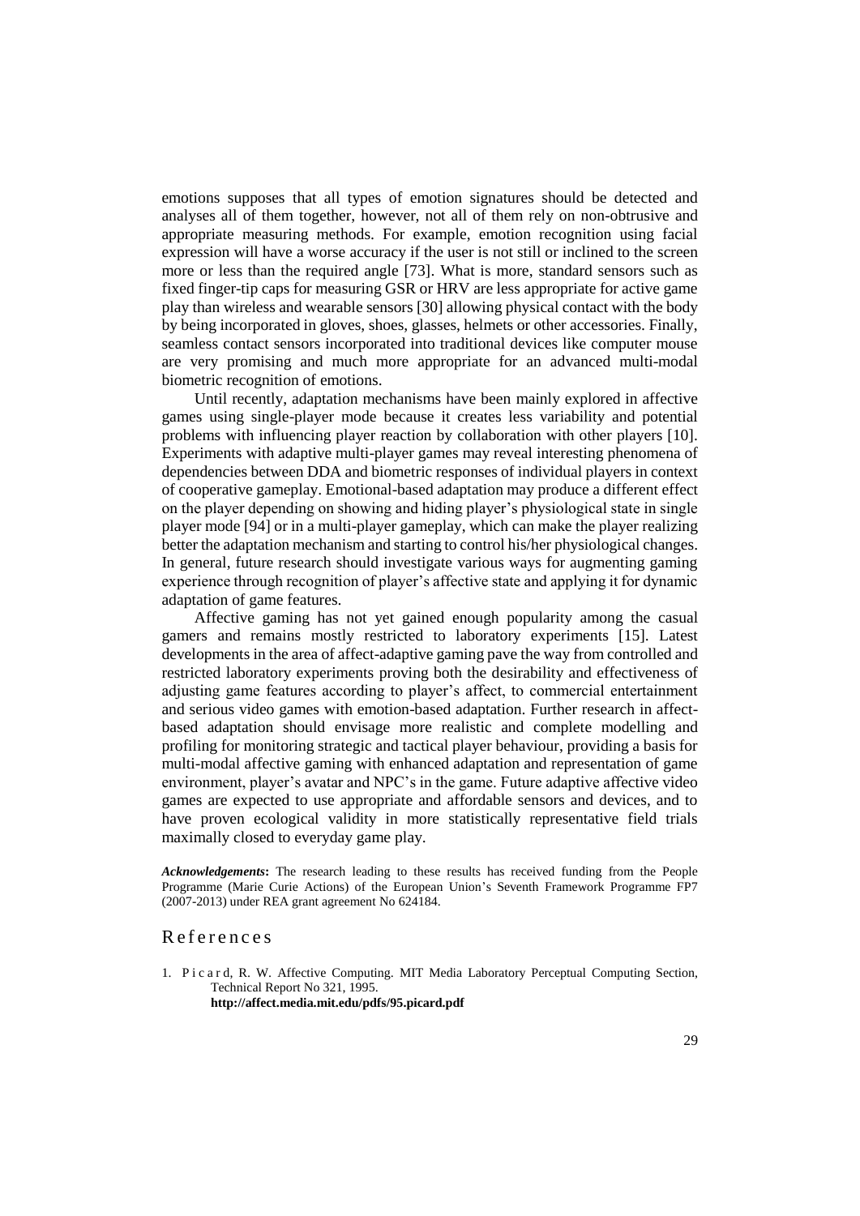emotions supposes that all types of emotion signatures should be detected and analyses all of them together, however, not all of them rely on non-obtrusive and appropriate measuring methods. For example, emotion recognition using facial expression will have a worse accuracy if the user is not still or inclined to the screen more or less than the required angle [73]. What is more, standard sensors such as fixed finger-tip caps for measuring GSR or HRV are less appropriate for active game play than wireless and wearable sensors [30] allowing physical contact with the body by being incorporated in gloves, shoes, glasses, helmets or other accessories. Finally, seamless contact sensors incorporated into traditional devices like computer mouse are very promising and much more appropriate for an advanced multi-modal biometric recognition of emotions.

Until recently, adaptation mechanisms have been mainly explored in affective games using single-player mode because it creates less variability and potential problems with influencing player reaction by collaboration with other players [10]. Experiments with adaptive multi-player games may reveal interesting phenomena of dependencies between DDA and biometric responses of individual players in context of cooperative gameplay. Emotional-based adaptation may produce a different effect on the player depending on showing and hiding player's physiological state in single player mode [94] or in a multi-player gameplay, which can make the player realizing better the adaptation mechanism and starting to control his/her physiological changes. In general, future research should investigate various ways for augmenting gaming experience through recognition of player's affective state and applying it for dynamic adaptation of game features.

Affective gaming has not yet gained enough popularity among the casual gamers and remains mostly restricted to laboratory experiments [15]. Latest developments in the area of affect-adaptive gaming pave the way from controlled and restricted laboratory experiments proving both the desirability and effectiveness of adjusting game features according to player's affect, to commercial entertainment and serious video games with emotion-based adaptation. Further research in affect-based adaptation should envisage more realistic and complete modelling and profiling for monitoring strategic and tactical player behaviour, providing a basis for multi-modal affective gaming with enhanced adaptation and representation of game environment, player's avatar and NPC's in the game. Future adaptive affective video games are expected to use appropriate and affordable sensors and devices, and to have proven ecological validity in more statistically representative field trials maximally closed to everyday game play.

***Acknowledgements*:** The research leading to these results has received funding from the People Programme (Marie Curie Actions) of the European Union's Seventh Framework Programme FP7 (2007-2013) under REA grant agreement No 624184.

## References

1. Picard, R. W. Affective Computing. MIT Media Laboratory Perceptual Computing Section, Technical Report No 321, 1995.
   **http://affect.media.mit.edu/pdfs/95.picard.pdf**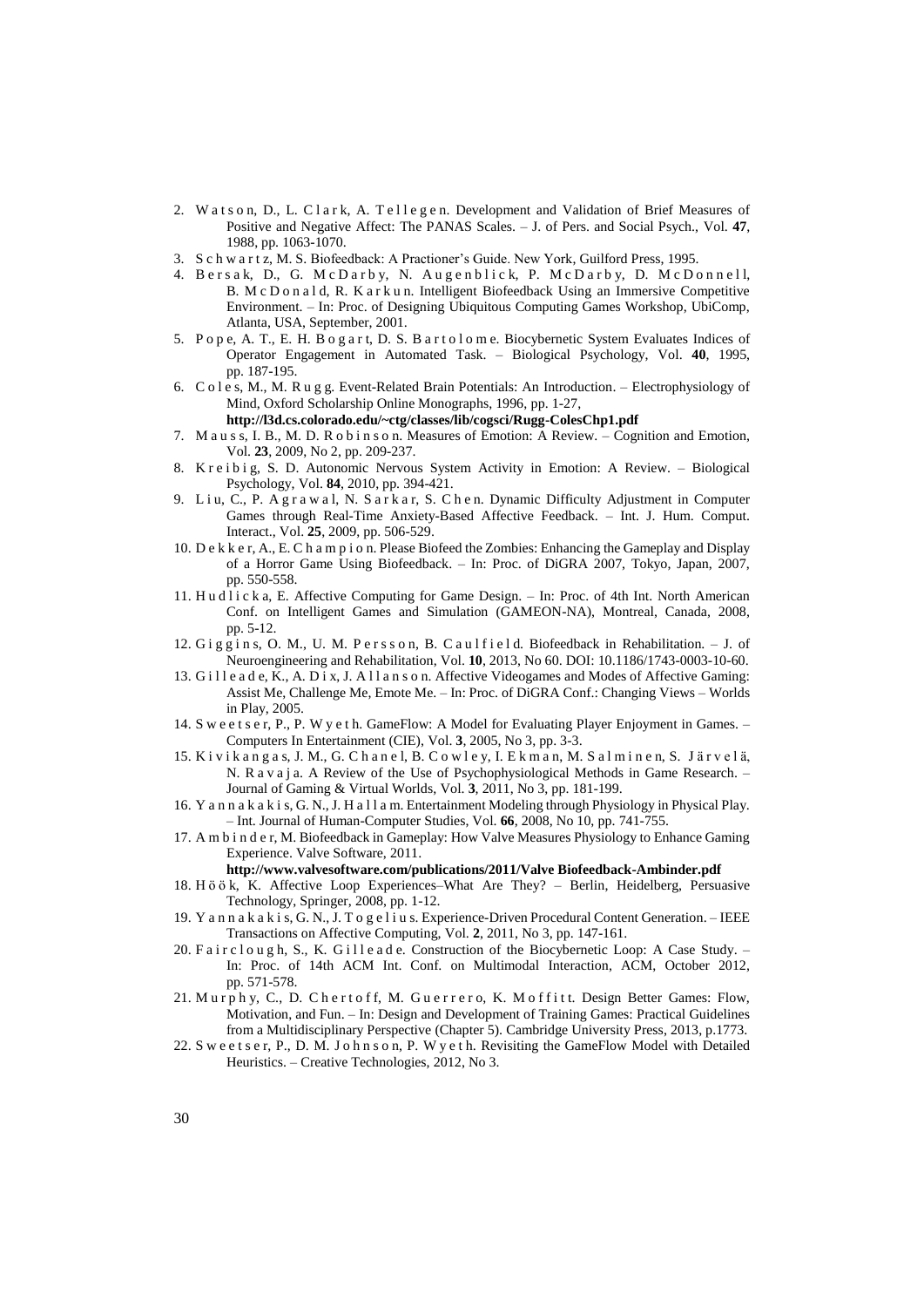2. Watson, D., L. Clark, A. Tellegen. Development and Validation of Brief Measures of Positive and Negative Affect: The PANAS Scales. – J. of Pers. and Social Psych., Vol. **47**, 1988, pp. 1063-1070.
3. Schwartz, M. S. Biofeedback: A Practioner's Guide. New York, Guilford Press, 1995.
4. Bersak, D., G. McDarby, N. Augenblick, P. McDarby, D. McDonnell, B. McDonald, R. Karkun. Intelligent Biofeedback Using an Immersive Competitive Environment. – In: Proc. of Designing Ubiquitous Computing Games Workshop, UbiComp, Atlanta, USA, September, 2001.
5. Pope, A. T., E. H. Bogart, D. S. Bartolome. Biocybernetic System Evaluates Indices of Operator Engagement in Automated Task. – Biological Psychology, Vol. **40**, 1995, pp. 187-195.
6. Coles, M., M. Rugg. Event-Related Brain Potentials: An Introduction. – Electrophysiology of Mind, Oxford Scholarship Online Monographs, 1996, pp. 1-27, **http://l3d.cs.colorado.edu/~ctg/classes/lib/cogsci/Rugg-ColesChp1.pdf**
7. Mauss, I. B., M. D. Robinson. Measures of Emotion: A Review. – Cognition and Emotion, Vol. **23**, 2009, No 2, pp. 209-237.
8. Kreibig, S. D. Autonomic Nervous System Activity in Emotion: A Review. – Biological Psychology, Vol. **84**, 2010, pp. 394-421.
9. Liu, C., P. Agrawal, N. Sarkar, S. Chen. Dynamic Difficulty Adjustment in Computer Games through Real-Time Anxiety-Based Affective Feedback. – Int. J. Hum. Comput. Interact., Vol. **25**, 2009, pp. 506-529.
10. Dekker, A., E. Champion. Please Biofeed the Zombies: Enhancing the Gameplay and Display of a Horror Game Using Biofeedback. – In: Proc. of DiGRA 2007, Tokyo, Japan, 2007, pp. 550-558.
11. Hudlicka, E. Affective Computing for Game Design. – In: Proc. of 4th Int. North American Conf. on Intelligent Games and Simulation (GAMEON-NA), Montreal, Canada, 2008, pp. 5-12.
12. Giggins, O. M., U. M. Persson, B. Caulfield. Biofeedback in Rehabilitation. – J. of Neuroengineering and Rehabilitation, Vol. **10**, 2013, No 60. DOI: 10.1186/1743-0003-10-60.
13. Gilleade, K., A. Dix, J. Allanson. Affective Videogames and Modes of Affective Gaming: Assist Me, Challenge Me, Emote Me. – In: Proc. of DiGRA Conf.: Changing Views – Worlds in Play, 2005.
14. Sweetser, P., P. Wyeth. GameFlow: A Model for Evaluating Player Enjoyment in Games. – Computers In Entertainment (CIE), Vol. **3**, 2005, No 3, pp. 3-3.
15. Kivikangas, J. M., G. Chanel, B. Cowley, I. Ekman, M. Salminen, S. Järvelä, N. Ravaja. A Review of the Use of Psychophysiological Methods in Game Research. – Journal of Gaming & Virtual Worlds, Vol. **3**, 2011, No 3, pp. 181-199.
16. Yannakakis, G. N., J. Hallam. Entertainment Modeling through Physiology in Physical Play. – Int. Journal of Human-Computer Studies, Vol. **66**, 2008, No 10, pp. 741-755.
17. Ambinder, M. Biofeedback in Gameplay: How Valve Measures Physiology to Enhance Gaming Experience. Valve Software, 2011. **http://www.valvesoftware.com/publications/2011/Valve Biofeedback-Ambinder.pdf**
18. Höök, K. Affective Loop Experiences–What Are They? – Berlin, Heidelberg, Persuasive Technology, Springer, 2008, pp. 1-12.
19. Yannakakis, G. N., J. Togelius. Experience-Driven Procedural Content Generation. – IEEE Transactions on Affective Computing, Vol. **2**, 2011, No 3, pp. 147-161.
20. Fairclough, S., K. Gilleade. Construction of the Biocybernetic Loop: A Case Study. – In: Proc. of 14th ACM Int. Conf. on Multimodal Interaction, ACM, October 2012, pp. 571-578.
21. Murphy, C., D. Chertoff, M. Guerrero, K. Moffitt. Design Better Games: Flow, Motivation, and Fun. – In: Design and Development of Training Games: Practical Guidelines from a Multidisciplinary Perspective (Chapter 5). Cambridge University Press, 2013, p.1773.
22. Sweetser, P., D. M. Johnson, P. Wyeth. Revisiting the GameFlow Model with Detailed Heuristics. – Creative Technologies, 2012, No 3.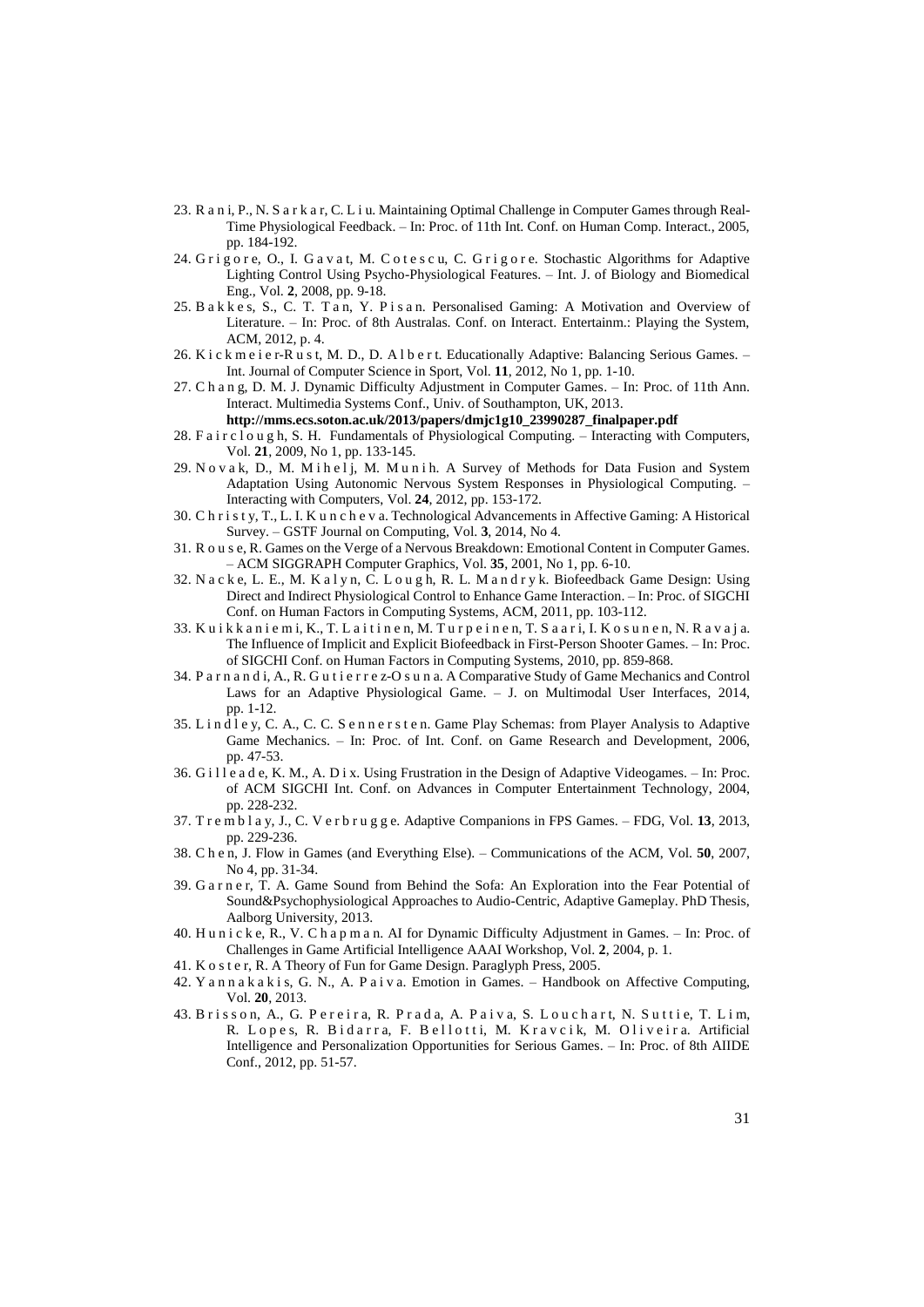23. R a n i, P., N. S a r k a r, C. L i u. Maintaining Optimal Challenge in Computer Games through Real-Time Physiological Feedback. – In: Proc. of 11th Int. Conf. on Human Comp. Interact., 2005, pp. 184-192.
24. G r i g o r e, O., I. G a v a t, M. C o t e s c u, C. G r i g o r e. Stochastic Algorithms for Adaptive Lighting Control Using Psycho-Physiological Features. – Int. J. of Biology and Biomedical Eng., Vol. **2**, 2008, pp. 9-18.
25. B a k k e s, S., C. T. T a n, Y. P i s a n. Personalised Gaming: A Motivation and Overview of Literature. – In: Proc. of 8th Australas. Conf. on Interact. Entertainm.: Playing the System, ACM, 2012, p. 4.
26. K i c k m e i e r-R u s t, M. D., D. A l b e r t. Educationally Adaptive: Balancing Serious Games. – Int. Journal of Computer Science in Sport, Vol. **11**, 2012, No 1, pp. 1-10.
27. C h a n g, D. M. J. Dynamic Difficulty Adjustment in Computer Games. – In: Proc. of 11th Ann. Interact. Multimedia Systems Conf., Univ. of Southampton, UK, 2013. **http://mms.ecs.soton.ac.uk/2013/papers/dmjc1g10_23990287_finalpaper.pdf**
28. F a i r c l o u g h, S. H. Fundamentals of Physiological Computing. – Interacting with Computers, Vol. **21**, 2009, No 1, pp. 133-145.
29. N o v a k, D., M. M i h e l j, M. M u n i h. A Survey of Methods for Data Fusion and System Adaptation Using Autonomic Nervous System Responses in Physiological Computing. – Interacting with Computers, Vol. **24**, 2012, pp. 153-172.
30. C h r i s t y, T., L. I. K u n c h e v a. Technological Advancements in Affective Gaming: A Historical Survey. – GSTF Journal on Computing, Vol. **3**, 2014, No 4.
31. R o u s e, R. Games on the Verge of a Nervous Breakdown: Emotional Content in Computer Games. – ACM SIGGRAPH Computer Graphics, Vol. **35**, 2001, No 1, pp. 6-10.
32. N a c k e, L. E., M. K a l y n, C. L o u g h, R. L. M a n d r y k. Biofeedback Game Design: Using Direct and Indirect Physiological Control to Enhance Game Interaction. – In: Proc. of SIGCHI Conf. on Human Factors in Computing Systems, ACM, 2011, pp. 103-112.
33. K u i k k a n i e m i, K., T. L a i t i n e n, M. T u r p e i n e n, T. S a a r i, I. K o s u n e n, N. R a v a j a. The Influence of Implicit and Explicit Biofeedback in First-Person Shooter Games. – In: Proc. of SIGCHI Conf. on Human Factors in Computing Systems, 2010, pp. 859-868.
34. P a r n a n d i, A., R. G u t i e r r e z-O s u n a. A Comparative Study of Game Mechanics and Control Laws for an Adaptive Physiological Game. – J. on Multimodal User Interfaces, 2014, pp. 1-12.
35. L i n d l e y, C. A., C. C. S e n n e r s t e n. Game Play Schemas: from Player Analysis to Adaptive Game Mechanics. – In: Proc. of Int. Conf. on Game Research and Development, 2006, pp. 47-53.
36. G i l l e a d e, K. M., A. D i x. Using Frustration in the Design of Adaptive Videogames. – In: Proc. of ACM SIGCHI Int. Conf. on Advances in Computer Entertainment Technology, 2004, pp. 228-232.
37. T r e m b l a y, J., C. V e r b r u g g e. Adaptive Companions in FPS Games. – FDG, Vol. **13**, 2013, pp. 229-236.
38. C h e n, J. Flow in Games (and Everything Else). – Communications of the ACM, Vol. **50**, 2007, No 4, pp. 31-34.
39. G a r n e r, T. A. Game Sound from Behind the Sofa: An Exploration into the Fear Potential of Sound&Psychophysiological Approaches to Audio-Centric, Adaptive Gameplay. PhD Thesis, Aalborg University, 2013.
40. H u n i c k e, R., V. C h a p m a n. AI for Dynamic Difficulty Adjustment in Games. – In: Proc. of Challenges in Game Artificial Intelligence AAAI Workshop, Vol. **2**, 2004, p. 1.
41. K o s t e r, R. A Theory of Fun for Game Design. Paraglyph Press, 2005.
42. Y a n n a k a k i s, G. N., A. P a i v a. Emotion in Games. – Handbook on Affective Computing, Vol. **20**, 2013.
43. B r i s s o n, A., G. P e r e i r a, R. P r a d a, A. P a i v a, S. L o u c h a r t, N. S u t t i e, T. L i m, R. L o p e s, R. B i d a r r a, F. B e l l o t t i, M. K r a v c i k, M. O l i v e i r a. Artificial Intelligence and Personalization Opportunities for Serious Games. – In: Proc. of 8th AIIDE Conf., 2012, pp. 51-57.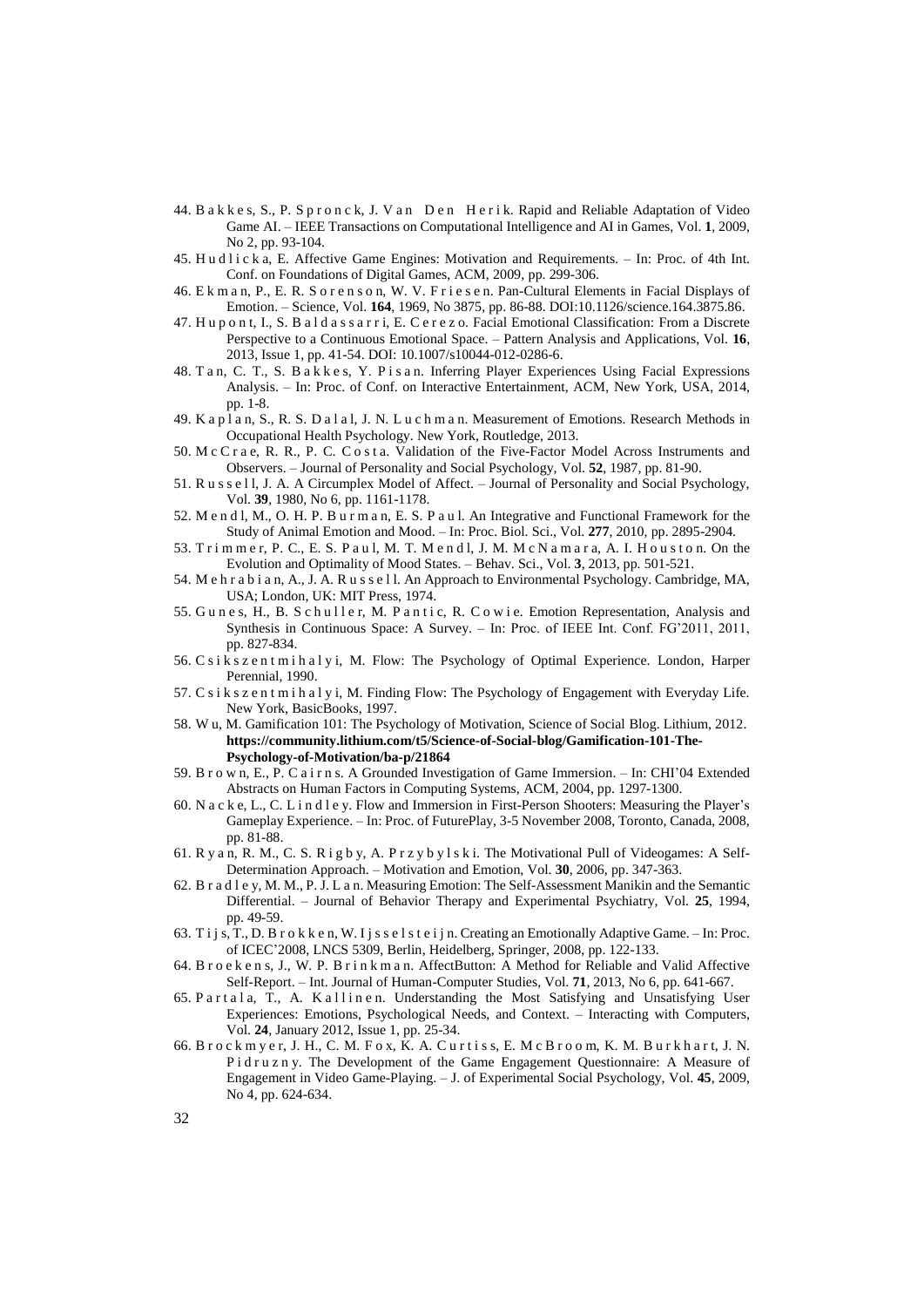44. Bakkes, S., P. Spronck, J. Van Den Herik. Rapid and Reliable Adaptation of Video Game AI. – IEEE Transactions on Computational Intelligence and AI in Games, Vol. **1**, 2009, No 2, pp. 93-104.

45. Hudlicka, E. Affective Game Engines: Motivation and Requirements. – In: Proc. of 4th Int. Conf. on Foundations of Digital Games, ACM, 2009, pp. 299-306.

46. Ekman, P., E. R. Sorenson, W. V. Friesen. Pan-Cultural Elements in Facial Displays of Emotion. – Science, Vol. **164**, 1969, No 3875, pp. 86-88. DOI:10.1126/science.164.3875.86.

47. Hupont, I., S. Baldassarri, E. Cerezo. Facial Emotional Classification: From a Discrete Perspective to a Continuous Emotional Space. – Pattern Analysis and Applications, Vol. **16**, 2013, Issue 1, pp. 41-54. DOI: 10.1007/s10044-012-0286-6.

48. Tan, C. T., S. Bakkes, Y. Pisan. Inferring Player Experiences Using Facial Expressions Analysis. – In: Proc. of Conf. on Interactive Entertainment, ACM, New York, USA, 2014, pp. 1-8.

49. Kaplan, S., R. S. Dalal, J. N. Luchman. Measurement of Emotions. Research Methods in Occupational Health Psychology. New York, Routledge, 2013.

50. McCrae, R. R., P. C. Costa. Validation of the Five-Factor Model Across Instruments and Observers. – Journal of Personality and Social Psychology, Vol. **52**, 1987, pp. 81-90.

51. Russell, J. A. A Circumplex Model of Affect. – Journal of Personality and Social Psychology, Vol. **39**, 1980, No 6, pp. 1161-1178.

52. Mendl, M., O. H. P. Burman, E. S. Paul. An Integrative and Functional Framework for the Study of Animal Emotion and Mood. – In: Proc. Biol. Sci., Vol. **277**, 2010, pp. 2895-2904.

53. Trimmer, P. C., E. S. Paul, M. T. Mendl, J. M. McNamara, A. I. Houston. On the Evolution and Optimality of Mood States. – Behav. Sci., Vol. **3**, 2013, pp. 501-521.

54. Mehrabian, A., J. A. Russell. An Approach to Environmental Psychology. Cambridge, MA, USA; London, UK: MIT Press, 1974.

55. Gunes, H., B. Schuller, M. Pantic, R. Cowie. Emotion Representation, Analysis and Synthesis in Continuous Space: A Survey. – In: Proc. of IEEE Int. Conf. FG'2011, 2011, pp. 827-834.

56. Csikszentmihalyi, M. Flow: The Psychology of Optimal Experience. London, Harper Perennial, 1990.

57. Csikszentmihalyi, M. Finding Flow: The Psychology of Engagement with Everyday Life. New York, BasicBooks, 1997.

58. Wu, M. Gamification 101: The Psychology of Motivation, Science of Social Blog. Lithium, 2012. **https://community.lithium.com/t5/Science-of-Social-blog/Gamification-101-The-Psychology-of-Motivation/ba-p/21864**

59. Brown, E., P. Cairns. A Grounded Investigation of Game Immersion. – In: CHI'04 Extended Abstracts on Human Factors in Computing Systems, ACM, 2004, pp. 1297-1300.

60. Nacke, L., C. Lindley. Flow and Immersion in First-Person Shooters: Measuring the Player's Gameplay Experience. – In: Proc. of FuturePlay, 3-5 November 2008, Toronto, Canada, 2008, pp. 81-88.

61. Ryan, R. M., C. S. Rigby, A. Przybylski. The Motivational Pull of Videogames: A Self-Determination Approach. – Motivation and Emotion, Vol. **30**, 2006, pp. 347-363.

62. Bradley, M. M., P. J. Lan. Measuring Emotion: The Self-Assessment Manikin and the Semantic Differential. – Journal of Behavior Therapy and Experimental Psychiatry, Vol. **25**, 1994, pp. 49-59.

63. Tijs, T., D. Brokken, W. Ijsselsteijn. Creating an Emotionally Adaptive Game. – In: Proc. of ICEC'2008, LNCS 5309, Berlin, Heidelberg, Springer, 2008, pp. 122-133.

64. Broekens, J., W. P. Brinkman. AffectButton: A Method for Reliable and Valid Affective Self-Report. – Int. Journal of Human-Computer Studies, Vol. **71**, 2013, No 6, pp. 641-667.

65. Partala, T., A. Kallinen. Understanding the Most Satisfying and Unsatisfying User Experiences: Emotions, Psychological Needs, and Context. – Interacting with Computers, Vol. **24**, January 2012, Issue 1, pp. 25-34.

66. Brockmyer, J. H., C. M. Fox, K. A. Curtiss, E. McBroom, K. M. Burkhart, J. N. Pidruzny. The Development of the Game Engagement Questionnaire: A Measure of Engagement in Video Game-Playing. – J. of Experimental Social Psychology, Vol. **45**, 2009, No 4, pp. 624-634.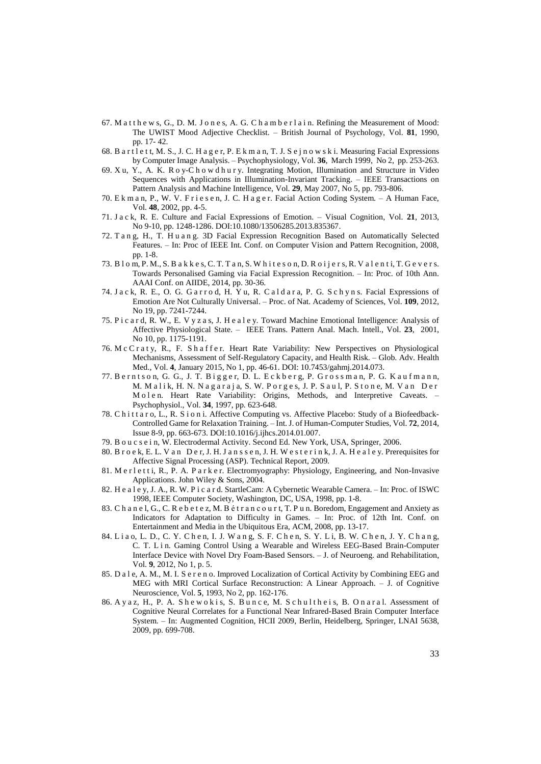67. Matthews, G., D. M. Jones, A. G. Chamberlain. Refining the Measurement of Mood: The UWIST Mood Adjective Checklist. – British Journal of Psychology, Vol. **81**, 1990, pp. 17- 42.
68. Bartlett, M. S., J. C. Hager, P. Ekman, T. J. Sejnowski. Measuring Facial Expressions by Computer Image Analysis. – Psychophysiology, Vol. **36**, March 1999, No 2, pp. 253-263.
69. Xu, Y., A. K. Roy-Chowdhury. Integrating Motion, Illumination and Structure in Video Sequences with Applications in Illumination-Invariant Tracking. – IEEE Transactions on Pattern Analysis and Machine Intelligence, Vol. **29**, May 2007, No 5, pp. 793-806.
70. Ekman, P., W. V. Friesen, J. C. Hager. Facial Action Coding System. – A Human Face, Vol. **48**, 2002, pp. 4-5.
71. Jack, R. E. Culture and Facial Expressions of Emotion. – Visual Cognition, Vol. **21**, 2013, No 9-10, pp. 1248-1286. DOI:10.1080/13506285.2013.835367.
72. Tang, H., T. Huang. 3D Facial Expression Recognition Based on Automatically Selected Features. – In: Proc of IEEE Int. Conf. on Computer Vision and Pattern Recognition, 2008, pp. 1-8.
73. Blom, P. M., S. Bakkes, C. T. Tan, S. Whiteson, D. Roijers, R. Valenti, T. Gevers. Towards Personalised Gaming via Facial Expression Recognition. – In: Proc. of 10th Ann. AAAI Conf. on AIIDE, 2014, pp. 30-36.
74. Jack, R. E., O. G. Garrod, H. Yu, R. Caldara, P. G. Schyns. Facial Expressions of Emotion Are Not Culturally Universal. – Proc. of Nat. Academy of Sciences, Vol. **109**, 2012, No 19, pp. 7241-7244.
75. Picard, R. W., E. Vyzas, J. Healey. Toward Machine Emotional Intelligence: Analysis of Affective Physiological State. – IEEE Trans. Pattern Anal. Mach. Intell., Vol. **23**, 2001, No 10, pp. 1175-1191.
76. McCraty, R., F. Shaffer. Heart Rate Variability: New Perspectives on Physiological Mechanisms, Assessment of Self-Regulatory Capacity, and Health Risk. – Glob. Adv. Health Med., Vol. **4**, January 2015, No 1, pp. 46-61. DOI: 10.7453/gahmj.2014.073.
77. Berntson, G. G., J. T. Bigger, D. L. Eckberg, P. Grossman, P. G. Kaufmann, M. Malik, H. N. Nagaraja, S. W. Porges, J. P. Saul, P. Stone, M. Van Der Molen. Heart Rate Variability: Origins, Methods, and Interpretive Caveats. – Psychophysiol., Vol. **34**, 1997, pp. 623-648.
78. Chittaro, L., R. Sioni. Affective Computing vs. Affective Placebo: Study of a Biofeedback-Controlled Game for Relaxation Training. – Int. J. of Human-Computer Studies, Vol. **72**, 2014, Issue 8-9, pp. 663-673. DOI:10.1016/j.ijhcs.2014.01.007.
79. Boucsein, W. Electrodermal Activity. Second Ed. New York, USA, Springer, 2006.
80. Broek, E. L. Van Der, J. H. Janssen, J. H. Westerink, J. A. Healey. Prerequisites for Affective Signal Processing (ASP). Technical Report, 2009.
81. Merletti, R., P. A. Parker. Electromyography: Physiology, Engineering, and Non-Invasive Applications. John Wiley & Sons, 2004.
82. Healey, J. A., R. W. Picard. StartleCam: A Cybernetic Wearable Camera. – In: Proc. of ISWC 1998, IEEE Computer Society, Washington, DC, USA, 1998, pp. 1-8.
83. Chanel, G., C. Rebetez, M. Bétrancourt, T. Pun. Boredom, Engagement and Anxiety as Indicators for Adaptation to Difficulty in Games. – In: Proc. of 12th Int. Conf. on Entertainment and Media in the Ubiquitous Era, ACM, 2008, pp. 13-17.
84. Liao, L. D., C. Y. Chen, I. J. Wang, S. F. Chen, S. Y. Li, B. W. Chen, J. Y. Chang, C. T. Lin. Gaming Control Using a Wearable and Wireless EEG-Based Brain-Computer Interface Device with Novel Dry Foam-Based Sensors. – J. of Neuroeng. and Rehabilitation, Vol. **9**, 2012, No 1, p. 5.
85. Dale, A. M., M. I. Sereno. Improved Localization of Cortical Activity by Combining EEG and MEG with MRI Cortical Surface Reconstruction: A Linear Approach. – J. of Cognitive Neuroscience, Vol. **5**, 1993, No 2, pp. 162-176.
86. Ayaz, H., P. A. Shewokis, S. Bunce, M. Schultheis, B. Onaral. Assessment of Cognitive Neural Correlates for a Functional Near Infrared-Based Brain Computer Interface System. – In: Augmented Cognition, HCII 2009, Berlin, Heidelberg, Springer, LNAI 5638, 2009, pp. 699-708.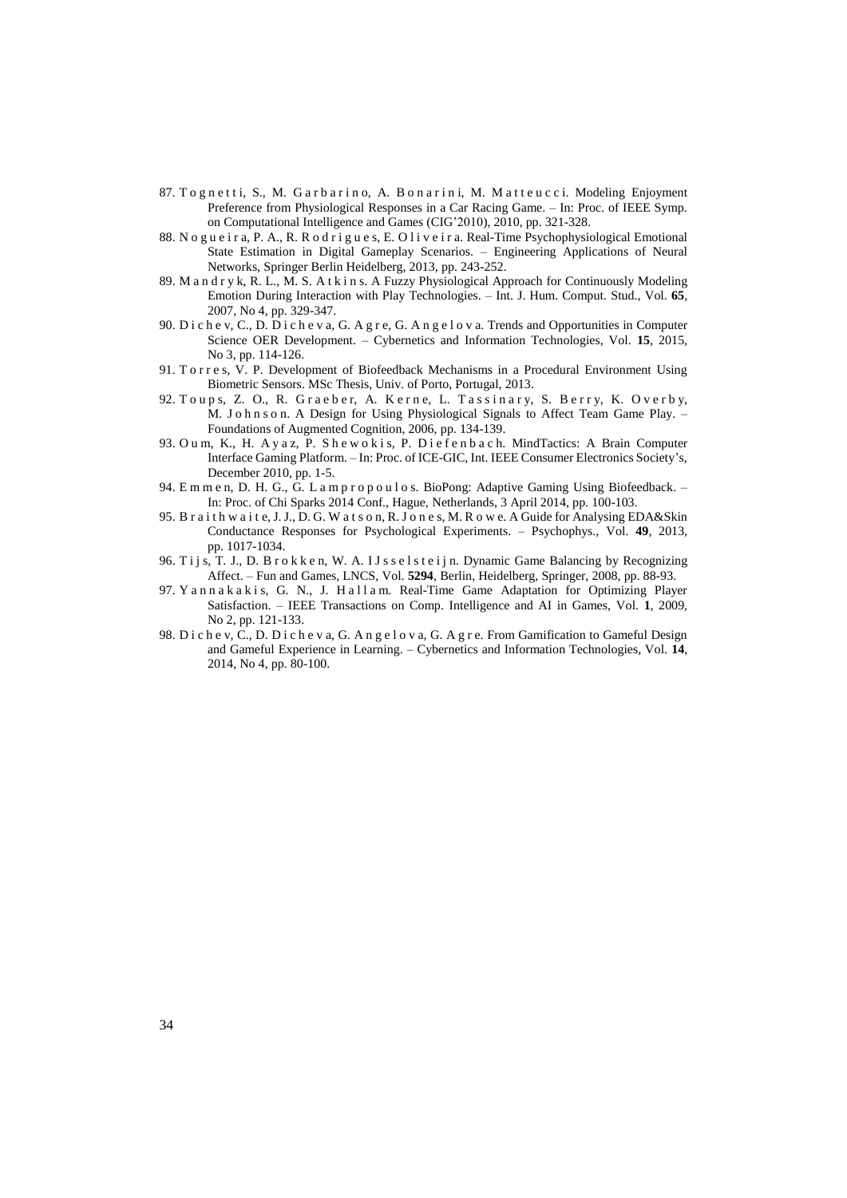87. Tognetti, S., M. Garbarino, A. Bonarini, M. Matteucci. Modeling Enjoyment Preference from Physiological Responses in a Car Racing Game. – In: Proc. of IEEE Symp. on Computational Intelligence and Games (CIG'2010), 2010, pp. 321-328.
88. Nogueira, P. A., R. Rodrigues, E. Oliveira. Real-Time Psychophysiological Emotional State Estimation in Digital Gameplay Scenarios. – Engineering Applications of Neural Networks, Springer Berlin Heidelberg, 2013, pp. 243-252.
89. Mandryk, R. L., M. S. Atkins. A Fuzzy Physiological Approach for Continuously Modeling Emotion During Interaction with Play Technologies. – Int. J. Hum. Comput. Stud., Vol. **65**, 2007, No 4, pp. 329-347.
90. Dichev, C., D. Dicheva, G. Agre, G. Angelova. Trends and Opportunities in Computer Science OER Development. – Cybernetics and Information Technologies, Vol. **15**, 2015, No 3, pp. 114-126.
91. Torres, V. P. Development of Biofeedback Mechanisms in a Procedural Environment Using Biometric Sensors. MSc Thesis, Univ. of Porto, Portugal, 2013.
92. Toups, Z. O., R. Graeber, A. Kerne, L. Tassinary, S. Berry, K. Overby, M. Johnson. A Design for Using Physiological Signals to Affect Team Game Play. – Foundations of Augmented Cognition, 2006, pp. 134-139.
93. Oum, K., H. Ayaz, P. Shewokis, P. Diefenbach. MindTactics: A Brain Computer Interface Gaming Platform. – In: Proc. of ICE-GIC, Int. IEEE Consumer Electronics Society's, December 2010, pp. 1-5.
94. Emmen, D. H. G., G. Lampropoulos. BioPong: Adaptive Gaming Using Biofeedback. – In: Proc. of Chi Sparks 2014 Conf., Hague, Netherlands, 3 April 2014, pp. 100-103.
95. Braithwaite, J. J., D. G. Watson, R. Jones, M. Rowe. A Guide for Analysing EDA&Skin Conductance Responses for Psychological Experiments. – Psychophys., Vol. **49**, 2013, pp. 1017-1034.
96. Tijs, T. J., D. Brokken, W. A. IJsselsteijn. Dynamic Game Balancing by Recognizing Affect. – Fun and Games, LNCS, Vol. **5294**, Berlin, Heidelberg, Springer, 2008, pp. 88-93.
97. Yannakakis, G. N., J. Hallam. Real-Time Game Adaptation for Optimizing Player Satisfaction. – IEEE Transactions on Comp. Intelligence and AI in Games, Vol. **1**, 2009, No 2, pp. 121-133.
98. Dichev, C., D. Dicheva, G. Angelova, G. Agre. From Gamification to Gameful Design and Gameful Experience in Learning. – Cybernetics and Information Technologies, Vol. **14**, 2014, No 4, pp. 80-100.